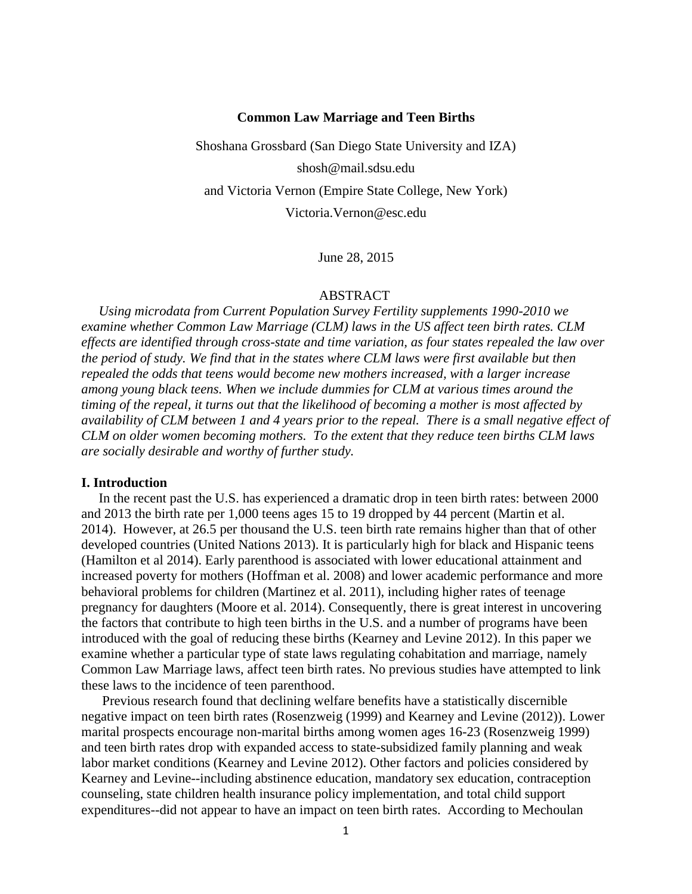# Common Law Marriage and Teen Births

Shoshana Grossbard (San Diego State University and IZA)

shosh@mail.sdsu.edu

and Victoria Vernon (Empire State College, New York)

Victoria.Vernon@esc.edu

June 28, 2015

## ABSTRACT

*Using microdata from Current Population Survey Fertility supplements 1990-2010 we examine whether Common Law Marriage (CLM) laws in the US affect teen birth rates. CLM effects are identified through cross-state and time variation, as four states repealed the law over the period of study. We find that in the states where CLM laws were first available but then repealed the odds that teens would become new mothers increased, with a larger increase among young black teens. When we include dummies for CLM at various times around the timing of the repeal, it turns out that the likelihood of becoming a mother is most affected by availability of CLM between 1 and 4 years prior to the repeal. There is a small negative effect of CLM on older women becoming mothers. To the extent that they reduce teen births CLM laws are socially desirable and worthy of further study.*

## I. Introduction

In the recent past the U.S. has experienced a dramatic drop in teen birth rates: between 2000 and 2013 the birth rate per 1,000 teens ages 15 to 19 dropped by 44 percent (Martin et al. 2014). However, at 26.5 per thousand the U.S. teen birth rate remains higher than that of other developed countries (United Nations 2013). It is particularly high for black and Hispanic teens (Hamilton et al 2014). Early parenthood is associated with lower educational attainment and increased poverty for mothers (Hoffman et al. 2008) and lower academic performance and more behavioral problems for children (Martinez et al. 2011), including higher rates of teenage pregnancy for daughters (Moore et al. 2014). Consequently, there is great interest in uncovering the factors that contribute to high teen births in the U.S. and a number of programs have been introduced with the goal of reducing these births (Kearney and Levine 2012). In this paper we examine whether a particular type of state laws regulating cohabitation and marriage, namely Common Law Marriage laws, affect teen birth rates. No previous studies have attempted to link these laws to the incidence of teen parenthood.

Previous research found that declining welfare benefits have a statistically discernible negative impact on teen birth rates (Rosenzweig (1999) and Kearney and Levine (2012)). Lower marital prospects encourage non-marital births among women ages 16-23 (Rosenzweig 1999) and teen birth rates drop with expanded access to state-subsidized family planning and weak labor market conditions (Kearney and Levine 2012). Other factors and policies considered by Kearney and Levine--including abstinence education, mandatory sex education, contraception counseling, state children health insurance policy implementation, and total child support expenditures--did not appear to have an impact on teen birth rates. According to Mechoulan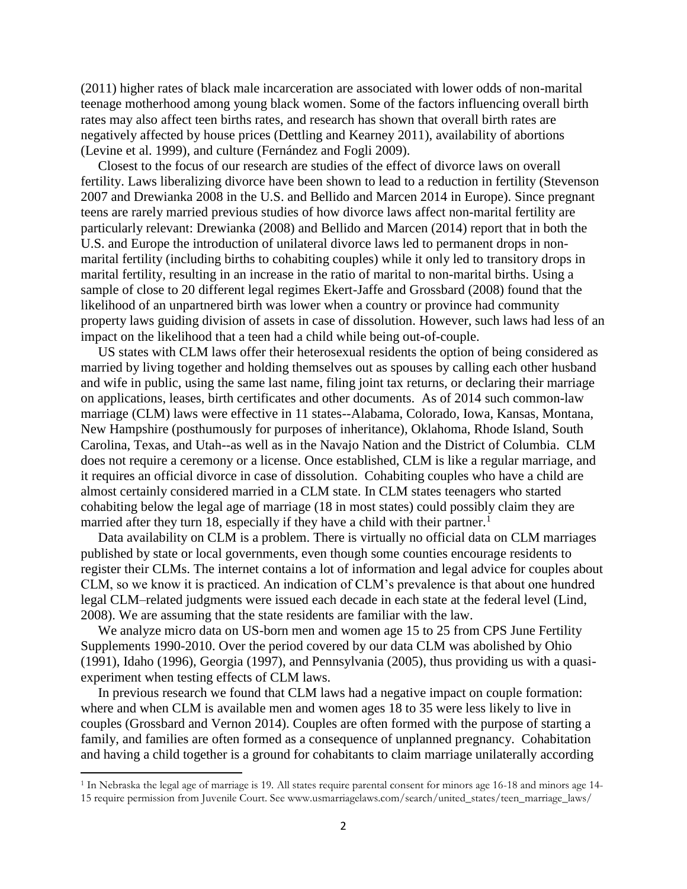(2011) higher rates of black male incarceration are associated with lower odds of non-marital teenage motherhood among young black women. Some of the factors influencing overall birth rates may also affect teen births rates, and research has shown that overall birth rates are negatively affected by house prices (Dettling and Kearney 2011), availability of abortions (Levine et al. 1999), and culture (Fernández and Fogli 2009).

Closest to the focus of our research are studies of the effect of divorce laws on overall fertility. Laws liberalizing divorce have been shown to lead to a reduction in fertility (Stevenson 2007 and Drewianka 2008 in the U.S. and Bellido and Marcen 2014 in Europe). Since pregnant teens are rarely married previous studies of how divorce laws affect non-marital fertility are particularly relevant: Drewianka (2008) and Bellido and Marcen (2014) report that in both the U.S. and Europe the introduction of unilateral divorce laws led to permanent drops in non-marital fertility (including births to cohabiting couples) while it only led to transitory drops in marital fertility, resulting in an increase in the ratio of marital to non-marital births. Using a sample of close to 20 different legal regimes Ekert-Jaffe and Grossbard (2008) found that the likelihood of an unpartnered birth was lower when a country or province had community property laws guiding division of assets in case of dissolution. However, such laws had less of an impact on the likelihood that a teen had a child while being out-of-couple.

US states with CLM laws offer their heterosexual residents the option of being considered as married by living together and holding themselves out as spouses by calling each other husband and wife in public, using the same last name, filing joint tax returns, or declaring their marriage on applications, leases, birth certificates and other documents. As of 2014 such common-law marriage (CLM) laws were effective in 11 states--Alabama, Colorado, Iowa, Kansas, Montana, New Hampshire (posthumously for purposes of inheritance), Oklahoma, Rhode Island, South Carolina, Texas, and Utah--as well as in the Navajo Nation and the District of Columbia. CLM does not require a ceremony or a license. Once established, CLM is like a regular marriage, and it requires an official divorce in case of dissolution. Cohabiting couples who have a child are almost certainly considered married in a CLM state. In CLM states teenagers who started cohabiting below the legal age of marriage (18 in most states) could possibly claim they are married after they turn 18, especially if they have a child with their partner.[1]

Data availability on CLM is a problem. There is virtually no official data on CLM marriages published by state or local governments, even though some counties encourage residents to register their CLMs. The internet contains a lot of information and legal advice for couples about CLM, so we know it is practiced. An indication of CLM's prevalence is that about one hundred legal CLM–related judgments were issued each decade in each state at the federal level (Lind, 2008). We are assuming that the state residents are familiar with the law.

We analyze micro data on US-born men and women age 15 to 25 from CPS June Fertility Supplements 1990-2010. Over the period covered by our data CLM was abolished by Ohio (1991), Idaho (1996), Georgia (1997), and Pennsylvania (2005), thus providing us with a quasi-experiment when testing effects of CLM laws.

In previous research we found that CLM laws had a negative impact on couple formation: where and when CLM is available men and women ages 18 to 35 were less likely to live in couples (Grossbard and Vernon 2014). Couples are often formed with the purpose of starting a family, and families are often formed as a consequence of unplanned pregnancy. Cohabitation and having a child together is a ground for cohabitants to claim marriage unilaterally according

---

[1] In Nebraska the legal age of marriage is 19. All states require parental consent for minors age 16-18 and minors age 14-15 require permission from Juvenile Court. See www.usmarriagelaws.com/search/united_states/teen_marriage_laws/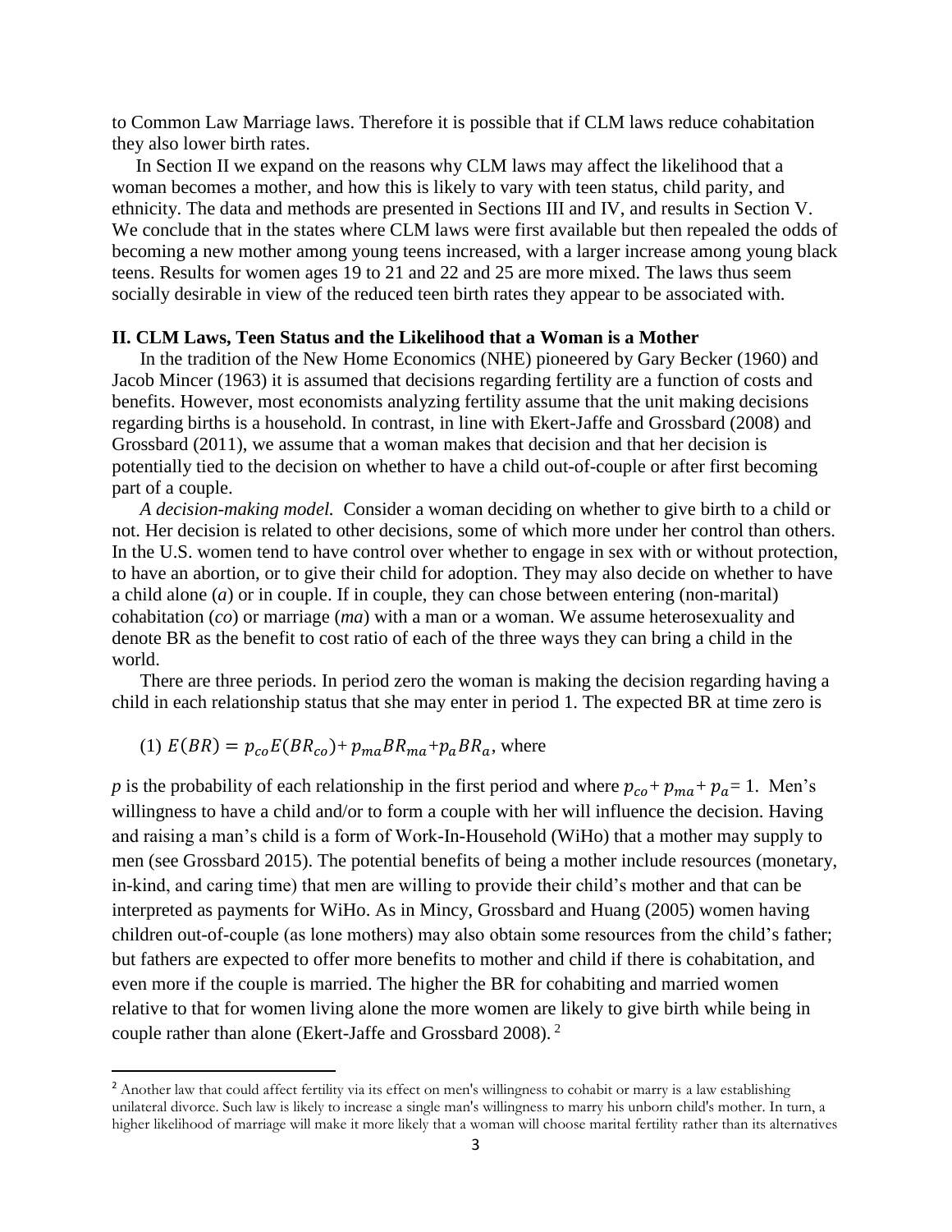to Common Law Marriage laws. Therefore it is possible that if CLM laws reduce cohabitation they also lower birth rates.

In Section II we expand on the reasons why CLM laws may affect the likelihood that a woman becomes a mother, and how this is likely to vary with teen status, child parity, and ethnicity. The data and methods are presented in Sections III and IV, and results in Section V. We conclude that in the states where CLM laws were first available but then repealed the odds of becoming a new mother among young teens increased, with a larger increase among young black teens. Results for women ages 19 to 21 and 22 and 25 are more mixed. The laws thus seem socially desirable in view of the reduced teen birth rates they appear to be associated with.

## II. CLM Laws, Teen Status and the Likelihood that a Woman is a Mother

In the tradition of the New Home Economics (NHE) pioneered by Gary Becker (1960) and Jacob Mincer (1963) it is assumed that decisions regarding fertility are a function of costs and benefits. However, most economists analyzing fertility assume that the unit making decisions regarding births is a household. In contrast, in line with Ekert-Jaffe and Grossbard (2008) and Grossbard (2011), we assume that a woman makes that decision and that her decision is potentially tied to the decision on whether to have a child out-of-couple or after first becoming part of a couple.

*A decision-making model.* Consider a woman deciding on whether to give birth to a child or not. Her decision is related to other decisions, some of which more under her control than others. In the U.S. women tend to have control over whether to engage in sex with or without protection, to have an abortion, or to give their child for adoption. They may also decide on whether to have a child alone (*a*) or in couple. If in couple, they can chose between entering (non-marital) cohabitation (*co*) or marriage (*ma*) with a man or a woman. We assume heterosexuality and denote BR as the benefit to cost ratio of each of the three ways they can bring a child in the world.

There are three periods. In period zero the woman is making the decision regarding having a child in each relationship status that she may enter in period 1. The expected BR at time zero is

(1) $E(BR) = p_{co}E(BR_{co}) + p_{ma}BR_{ma} + p_a BR_a$, where

$p$ is the probability of each relationship in the first period and where $p_{co} + p_{ma} + p_a = 1$. Men's willingness to have a child and/or to form a couple with her will influence the decision. Having and raising a man's child is a form of Work-In-Household (WiHo) that a mother may supply to men (see Grossbard 2015). The potential benefits of being a mother include resources (monetary, in-kind, and caring time) that men are willing to provide their child's mother and that can be interpreted as payments for WiHo. As in Mincy, Grossbard and Huang (2005) women having children out-of-couple (as lone mothers) may also obtain some resources from the child's father; but fathers are expected to offer more benefits to mother and child if there is cohabitation, and even more if the couple is married. The higher the BR for cohabiting and married women relative to that for women living alone the more women are likely to give birth while being in couple rather than alone (Ekert-Jaffe and Grossbard 2008).[2]

[2] Another law that could affect fertility via its effect on men's willingness to cohabit or marry is a law establishing unilateral divorce. Such law is likely to increase a single man's willingness to marry his unborn child's mother. In turn, a higher likelihood of marriage will make it more likely that a woman will choose marital fertility rather than its alternatives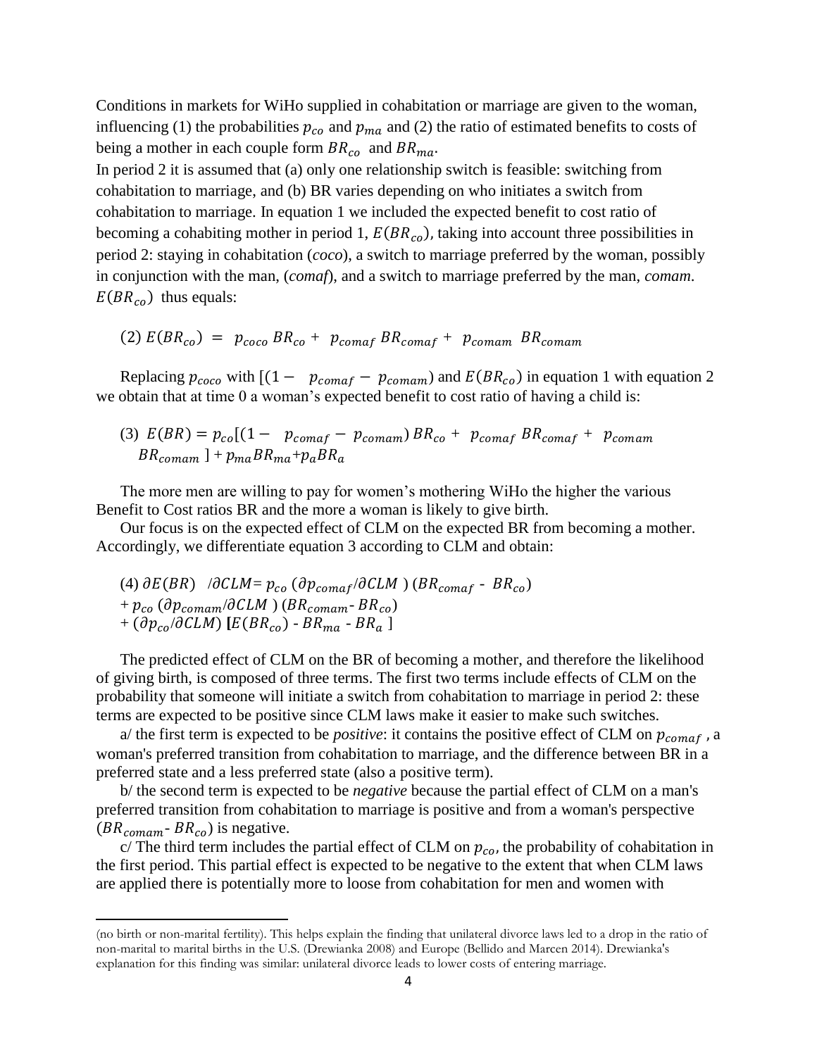Conditions in markets for WiHo supplied in cohabitation or marriage are given to the woman, influencing (1) the probabilities $p_{co}$ and $p_{ma}$ and (2) the ratio of estimated benefits to costs of being a mother in each couple form $BR_{co}$ and $BR_{ma}$.

In period 2 it is assumed that (a) only one relationship switch is feasible: switching from cohabitation to marriage, and (b) BR varies depending on who initiates a switch from cohabitation to marriage. In equation 1 we included the expected benefit to cost ratio of becoming a cohabiting mother in period 1, $E(BR_{co})$, taking into account three possibilities in period 2: staying in cohabitation (*coco*), a switch to marriage preferred by the woman, possibly in conjunction with the man, (*comaf*), and a switch to marriage preferred by the man, *comam*. $E(BR_{co})$ thus equals:

$$(2)\ E(BR_{co}) = p_{coco}\, BR_{co} + p_{comaf}\, BR_{comaf} + p_{comam}\, BR_{comam}$$

Replacing $p_{coco}$ with $[(1 - p_{comaf} - p_{comam})$ and $E(BR_{co})$ in equation 1 with equation 2 we obtain that at time 0 a woman's expected benefit to cost ratio of having a child is:

$$(3)\ E(BR) = p_{co}[(1 - p_{comaf} - p_{comam})\, BR_{co} + p_{comaf}\, BR_{comaf} + p_{comam}\, BR_{comam}\ ] + p_{ma}BR_{ma} + p_{a}BR_{a}$$

The more men are willing to pay for women's mothering WiHo the higher the various Benefit to Cost ratios BR and the more a woman is likely to give birth.

Our focus is on the expected effect of CLM on the expected BR from becoming a mother. Accordingly, we differentiate equation 3 according to CLM and obtain:

$$(4)\ \partial E(BR)\ /\partial CLM = p_{co}\, (\partial p_{comaf}/\partial CLM\ )\, (BR_{comaf} - BR_{co})$$
$$+\, p_{co}\, (\partial p_{comam}/\partial CLM\ )\, (BR_{comam} - BR_{co})$$
$$+\, (\partial p_{co}/\partial CLM)\, [E(BR_{co}) - BR_{ma} - BR_{a}\ ]$$

The predicted effect of CLM on the BR of becoming a mother, and therefore the likelihood of giving birth, is composed of three terms. The first two terms include effects of CLM on the probability that someone will initiate a switch from cohabitation to marriage in period 2: these terms are expected to be positive since CLM laws make it easier to make such switches.

a/ the first term is expected to be *positive*: it contains the positive effect of CLM on $p_{comaf}$ , a woman's preferred transition from cohabitation to marriage, and the difference between BR in a preferred state and a less preferred state (also a positive term).

b/ the second term is expected to be *negative* because the partial effect of CLM on a man's preferred transition from cohabitation to marriage is positive and from a woman's perspective ($BR_{comam}$ - $BR_{co}$) is negative.

c/ The third term includes the partial effect of CLM on $p_{co}$, the probability of cohabitation in the first period. This partial effect is expected to be negative to the extent that when CLM laws are applied there is potentially more to loose from cohabitation for men and women with

(no birth or non-marital fertility). This helps explain the finding that unilateral divorce laws led to a drop in the ratio of non-marital to marital births in the U.S. (Drewianka 2008) and Europe (Bellido and Marcen 2014). Drewianka's explanation for this finding was similar: unilateral divorce leads to lower costs of entering marriage.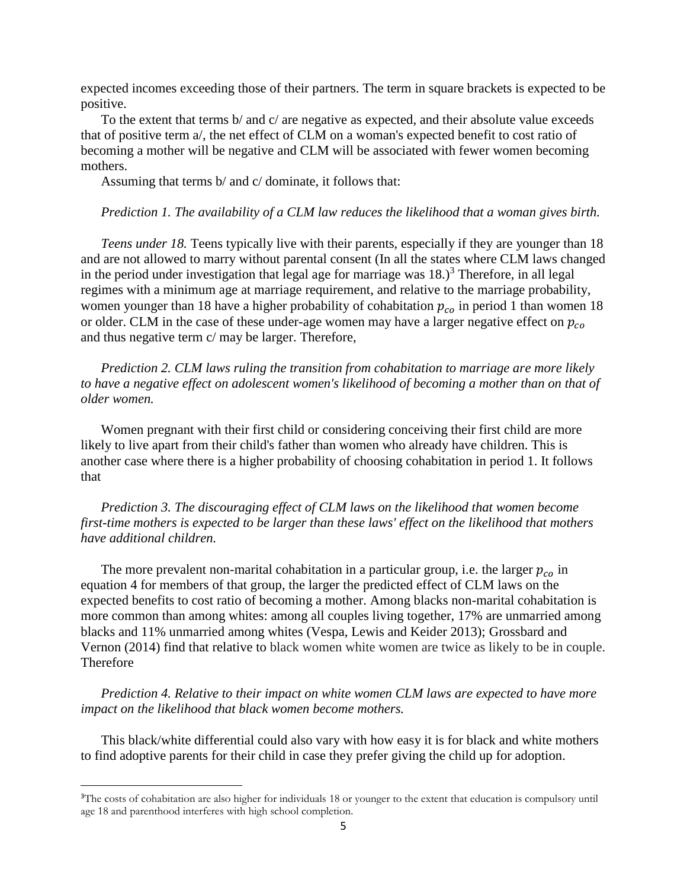expected incomes exceeding those of their partners. The term in square brackets is expected to be positive.

To the extent that terms b/ and c/ are negative as expected, and their absolute value exceeds that of positive term a/, the net effect of CLM on a woman's expected benefit to cost ratio of becoming a mother will be negative and CLM will be associated with fewer women becoming mothers.

Assuming that terms b/ and c/ dominate, it follows that:

*Prediction 1. The availability of a CLM law reduces the likelihood that a woman gives birth.*

*Teens under 18.* Teens typically live with their parents, especially if they are younger than 18 and are not allowed to marry without parental consent (In all the states where CLM laws changed in the period under investigation that legal age for marriage was 18.)[3] Therefore, in all legal regimes with a minimum age at marriage requirement, and relative to the marriage probability, women younger than 18 have a higher probability of cohabitation $p_{co}$ in period 1 than women 18 or older. CLM in the case of these under-age women may have a larger negative effect on $p_{co}$ and thus negative term c/ may be larger. Therefore,

*Prediction 2. CLM laws ruling the transition from cohabitation to marriage are more likely to have a negative effect on adolescent women's likelihood of becoming a mother than on that of older women.*

Women pregnant with their first child or considering conceiving their first child are more likely to live apart from their child's father than women who already have children. This is another case where there is a higher probability of choosing cohabitation in period 1. It follows that

*Prediction 3. The discouraging effect of CLM laws on the likelihood that women become first-time mothers is expected to be larger than these laws' effect on the likelihood that mothers have additional children.*

The more prevalent non-marital cohabitation in a particular group, i.e. the larger $p_{co}$ in equation 4 for members of that group, the larger the predicted effect of CLM laws on the expected benefits to cost ratio of becoming a mother. Among blacks non-marital cohabitation is more common than among whites: among all couples living together, 17% are unmarried among blacks and 11% unmarried among whites (Vespa, Lewis and Keider 2013); Grossbard and Vernon (2014) find that relative to black women white women are twice as likely to be in couple. Therefore

*Prediction 4. Relative to their impact on white women CLM laws are expected to have more impact on the likelihood that black women become mothers.*

This black/white differential could also vary with how easy it is for black and white mothers to find adoptive parents for their child in case they prefer giving the child up for adoption.

---

[3]The costs of cohabitation are also higher for individuals 18 or younger to the extent that education is compulsory until age 18 and parenthood interferes with high school completion.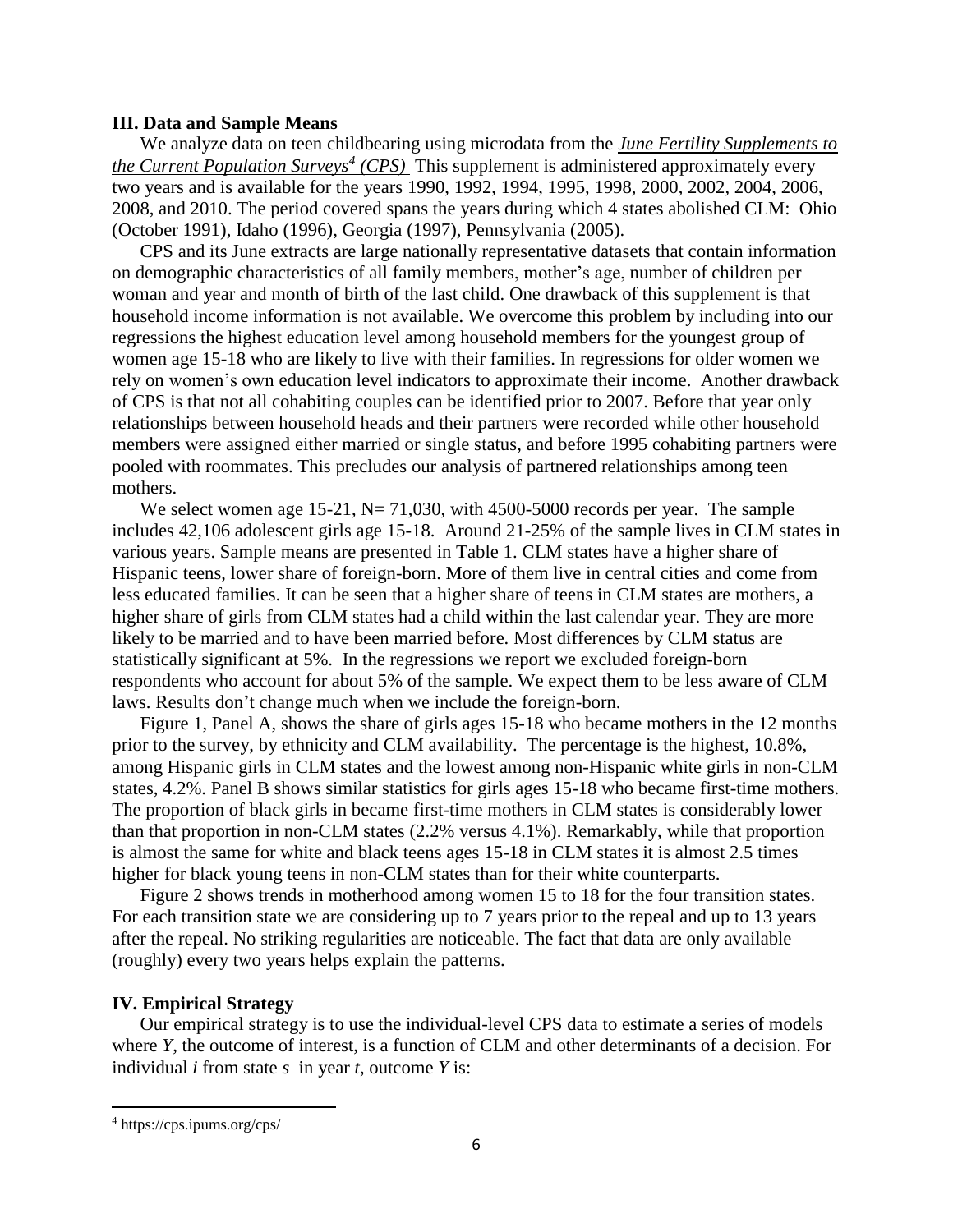### III. Data and Sample Means

We analyze data on teen childbearing using microdata from the *June Fertility Supplements to the Current Population Surveys*[4] *(CPS)* This supplement is administered approximately every two years and is available for the years 1990, 1992, 1994, 1995, 1998, 2000, 2002, 2004, 2006, 2008, and 2010. The period covered spans the years during which 4 states abolished CLM: Ohio (October 1991), Idaho (1996), Georgia (1997), Pennsylvania (2005).

CPS and its June extracts are large nationally representative datasets that contain information on demographic characteristics of all family members, mother's age, number of children per woman and year and month of birth of the last child. One drawback of this supplement is that household income information is not available. We overcome this problem by including into our regressions the highest education level among household members for the youngest group of women age 15-18 who are likely to live with their families. In regressions for older women we rely on women's own education level indicators to approximate their income. Another drawback of CPS is that not all cohabiting couples can be identified prior to 2007. Before that year only relationships between household heads and their partners were recorded while other household members were assigned either married or single status, and before 1995 cohabiting partners were pooled with roommates. This precludes our analysis of partnered relationships among teen mothers.

We select women age 15-21, N= 71,030, with 4500-5000 records per year. The sample includes 42,106 adolescent girls age 15-18. Around 21-25% of the sample lives in CLM states in various years. Sample means are presented in Table 1. CLM states have a higher share of Hispanic teens, lower share of foreign-born. More of them live in central cities and come from less educated families. It can be seen that a higher share of teens in CLM states are mothers, a higher share of girls from CLM states had a child within the last calendar year. They are more likely to be married and to have been married before. Most differences by CLM status are statistically significant at 5%. In the regressions we report we excluded foreign-born respondents who account for about 5% of the sample. We expect them to be less aware of CLM laws. Results don't change much when we include the foreign-born.

Figure 1, Panel A, shows the share of girls ages 15-18 who became mothers in the 12 months prior to the survey, by ethnicity and CLM availability. The percentage is the highest, 10.8%, among Hispanic girls in CLM states and the lowest among non-Hispanic white girls in non-CLM states, 4.2%. Panel B shows similar statistics for girls ages 15-18 who became first-time mothers. The proportion of black girls in became first-time mothers in CLM states is considerably lower than that proportion in non-CLM states (2.2% versus 4.1%). Remarkably, while that proportion is almost the same for white and black teens ages 15-18 in CLM states it is almost 2.5 times higher for black young teens in non-CLM states than for their white counterparts.

Figure 2 shows trends in motherhood among women 15 to 18 for the four transition states. For each transition state we are considering up to 7 years prior to the repeal and up to 13 years after the repeal. No striking regularities are noticeable. The fact that data are only available (roughly) every two years helps explain the patterns.

### IV. Empirical Strategy

Our empirical strategy is to use the individual-level CPS data to estimate a series of models where $Y$, the outcome of interest, is a function of CLM and other determinants of a decision. For individual $i$ from state $s$ in year $t$, outcome $Y$ is:

---

[4] https://cps.ipums.org/cps/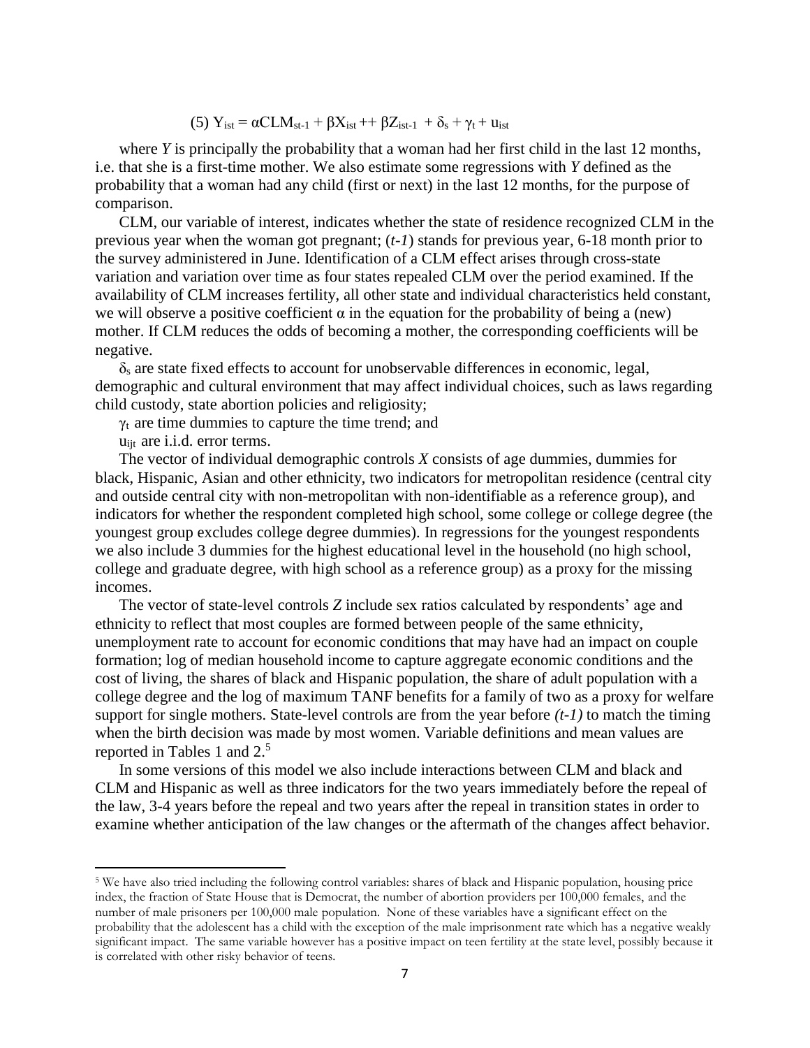$$(5)\ Y_{ist} = \alpha CLM_{st-1} + \beta X_{ist} ++ \beta Z_{ist-1} + \delta_s + \gamma_t + u_{ist}$$

where *Y* is principally the probability that a woman had her first child in the last 12 months, i.e. that she is a first-time mother. We also estimate some regressions with *Y* defined as the probability that a woman had any child (first or next) in the last 12 months, for the purpose of comparison.

CLM, our variable of interest, indicates whether the state of residence recognized CLM in the previous year when the woman got pregnant; (*t-1*) stands for previous year, 6-18 month prior to the survey administered in June. Identification of a CLM effect arises through cross-state variation and variation over time as four states repealed CLM over the period examined. If the availability of CLM increases fertility, all other state and individual characteristics held constant, we will observe a positive coefficient $\alpha$ in the equation for the probability of being a (new) mother. If CLM reduces the odds of becoming a mother, the corresponding coefficients will be negative.

$\delta_s$ are state fixed effects to account for unobservable differences in economic, legal, demographic and cultural environment that may affect individual choices, such as laws regarding child custody, state abortion policies and religiosity;

$\gamma_t$ are time dummies to capture the time trend; and

$u_{ijt}$ are i.i.d. error terms.

The vector of individual demographic controls *X* consists of age dummies, dummies for black, Hispanic, Asian and other ethnicity, two indicators for metropolitan residence (central city and outside central city with non-metropolitan with non-identifiable as a reference group), and indicators for whether the respondent completed high school, some college or college degree (the youngest group excludes college degree dummies). In regressions for the youngest respondents we also include 3 dummies for the highest educational level in the household (no high school, college and graduate degree, with high school as a reference group) as a proxy for the missing incomes.

The vector of state-level controls *Z* include sex ratios calculated by respondents' age and ethnicity to reflect that most couples are formed between people of the same ethnicity, unemployment rate to account for economic conditions that may have had an impact on couple formation; log of median household income to capture aggregate economic conditions and the cost of living, the shares of black and Hispanic population, the share of adult population with a college degree and the log of maximum TANF benefits for a family of two as a proxy for welfare support for single mothers. State-level controls are from the year before *(t-1)* to match the timing when the birth decision was made by most women. Variable definitions and mean values are reported in Tables 1 and 2.[5]

In some versions of this model we also include interactions between CLM and black and CLM and Hispanic as well as three indicators for the two years immediately before the repeal of the law, 3-4 years before the repeal and two years after the repeal in transition states in order to examine whether anticipation of the law changes or the aftermath of the changes affect behavior.

[5] We have also tried including the following control variables: shares of black and Hispanic population, housing price index, the fraction of State House that is Democrat, the number of abortion providers per 100,000 females, and the number of male prisoners per 100,000 male population. None of these variables have a significant effect on the probability that the adolescent has a child with the exception of the male imprisonment rate which has a negative weakly significant impact. The same variable however has a positive impact on teen fertility at the state level, possibly because it is correlated with other risky behavior of teens.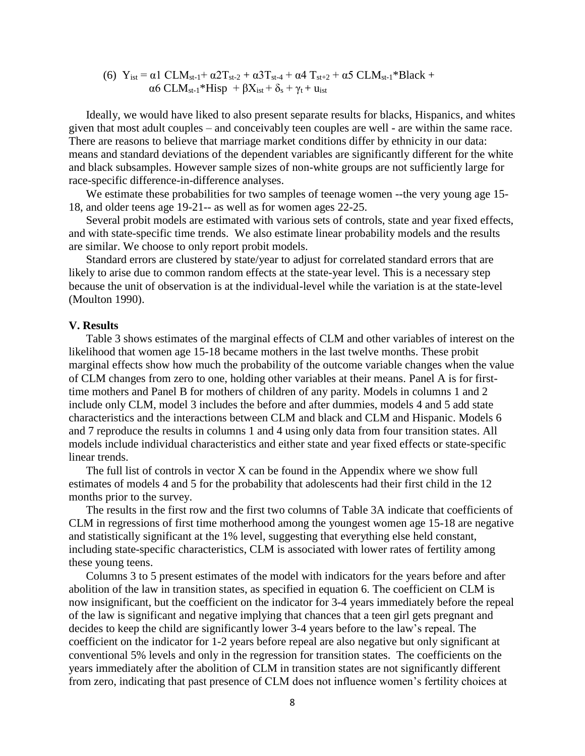$$\text{(6)}\quad Y_{ist} = \alpha 1\ CLM_{st-1} + \alpha 2 T_{st-2} + \alpha 3 T_{st-4} + \alpha 4\ T_{st+2} + \alpha 5\ CLM_{st-1}{*}Black + \alpha 6\ CLM_{st-1}{*}Hisp\ + \beta X_{ist} + \delta_s + \gamma_t + u_{ist}$$

Ideally, we would have liked to also present separate results for blacks, Hispanics, and whites given that most adult couples – and conceivably teen couples are well - are within the same race. There are reasons to believe that marriage market conditions differ by ethnicity in our data: means and standard deviations of the dependent variables are significantly different for the white and black subsamples. However sample sizes of non-white groups are not sufficiently large for race-specific difference-in-difference analyses.

We estimate these probabilities for two samples of teenage women --the very young age 15-18, and older teens age 19-21-- as well as for women ages 22-25.

Several probit models are estimated with various sets of controls, state and year fixed effects, and with state-specific time trends. We also estimate linear probability models and the results are similar. We choose to only report probit models.

Standard errors are clustered by state/year to adjust for correlated standard errors that are likely to arise due to common random effects at the state-year level. This is a necessary step because the unit of observation is at the individual-level while the variation is at the state-level (Moulton 1990).

## V. Results

Table 3 shows estimates of the marginal effects of CLM and other variables of interest on the likelihood that women age 15-18 became mothers in the last twelve months. These probit marginal effects show how much the probability of the outcome variable changes when the value of CLM changes from zero to one, holding other variables at their means. Panel A is for first-time mothers and Panel B for mothers of children of any parity. Models in columns 1 and 2 include only CLM, model 3 includes the before and after dummies, models 4 and 5 add state characteristics and the interactions between CLM and black and CLM and Hispanic. Models 6 and 7 reproduce the results in columns 1 and 4 using only data from four transition states. All models include individual characteristics and either state and year fixed effects or state-specific linear trends.

The full list of controls in vector X can be found in the Appendix where we show full estimates of models 4 and 5 for the probability that adolescents had their first child in the 12 months prior to the survey.

The results in the first row and the first two columns of Table 3A indicate that coefficients of CLM in regressions of first time motherhood among the youngest women age 15-18 are negative and statistically significant at the 1% level, suggesting that everything else held constant, including state-specific characteristics, CLM is associated with lower rates of fertility among these young teens.

Columns 3 to 5 present estimates of the model with indicators for the years before and after abolition of the law in transition states, as specified in equation 6. The coefficient on CLM is now insignificant, but the coefficient on the indicator for 3-4 years immediately before the repeal of the law is significant and negative implying that chances that a teen girl gets pregnant and decides to keep the child are significantly lower 3-4 years before to the law's repeal. The coefficient on the indicator for 1-2 years before repeal are also negative but only significant at conventional 5% levels and only in the regression for transition states. The coefficients on the years immediately after the abolition of CLM in transition states are not significantly different from zero, indicating that past presence of CLM does not influence women's fertility choices at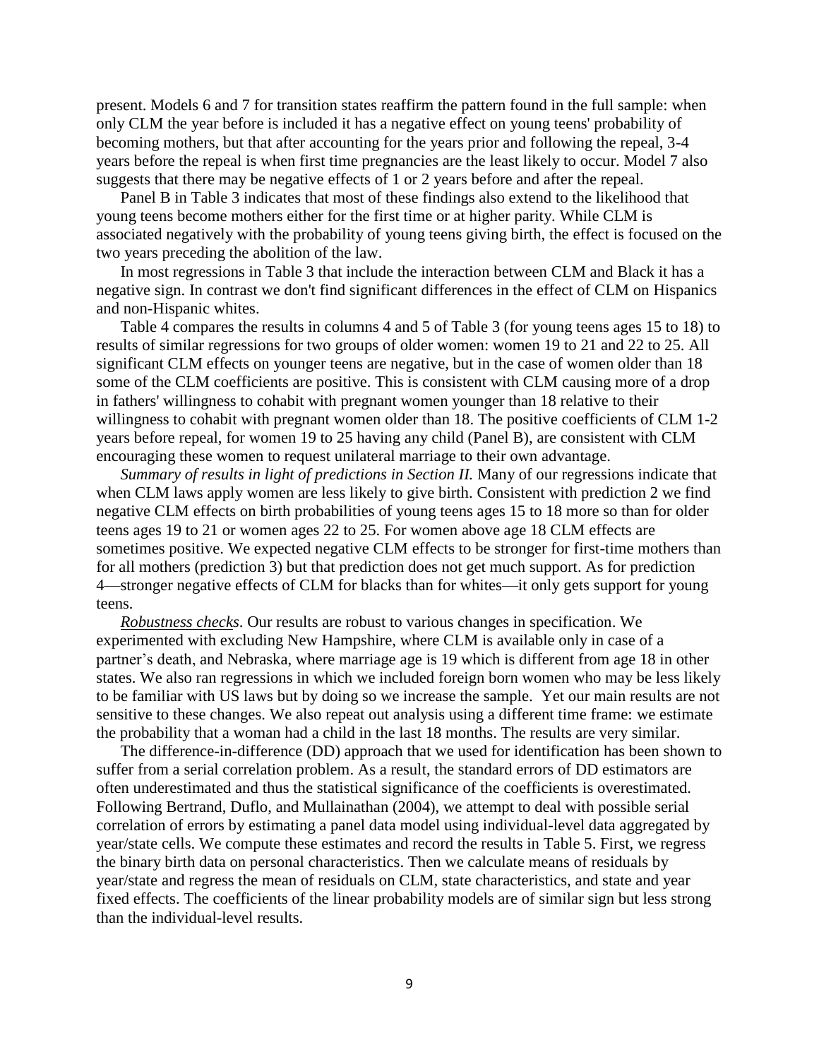present. Models 6 and 7 for transition states reaffirm the pattern found in the full sample: when only CLM the year before is included it has a negative effect on young teens' probability of becoming mothers, but that after accounting for the years prior and following the repeal, 3-4 years before the repeal is when first time pregnancies are the least likely to occur. Model 7 also suggests that there may be negative effects of 1 or 2 years before and after the repeal.

Panel B in Table 3 indicates that most of these findings also extend to the likelihood that young teens become mothers either for the first time or at higher parity. While CLM is associated negatively with the probability of young teens giving birth, the effect is focused on the two years preceding the abolition of the law.

In most regressions in Table 3 that include the interaction between CLM and Black it has a negative sign. In contrast we don't find significant differences in the effect of CLM on Hispanics and non-Hispanic whites.

Table 4 compares the results in columns 4 and 5 of Table 3 (for young teens ages 15 to 18) to results of similar regressions for two groups of older women: women 19 to 21 and 22 to 25. All significant CLM effects on younger teens are negative, but in the case of women older than 18 some of the CLM coefficients are positive. This is consistent with CLM causing more of a drop in fathers' willingness to cohabit with pregnant women younger than 18 relative to their willingness to cohabit with pregnant women older than 18. The positive coefficients of CLM 1-2 years before repeal, for women 19 to 25 having any child (Panel B), are consistent with CLM encouraging these women to request unilateral marriage to their own advantage.

*Summary of results in light of predictions in Section II.* Many of our regressions indicate that when CLM laws apply women are less likely to give birth. Consistent with prediction 2 we find negative CLM effects on birth probabilities of young teens ages 15 to 18 more so than for older teens ages 19 to 21 or women ages 22 to 25. For women above age 18 CLM effects are sometimes positive. We expected negative CLM effects to be stronger for first-time mothers than for all mothers (prediction 3) but that prediction does not get much support. As for prediction 4—stronger negative effects of CLM for blacks than for whites—it only gets support for young teens.

*Robustness checks*. Our results are robust to various changes in specification. We experimented with excluding New Hampshire, where CLM is available only in case of a partner's death, and Nebraska, where marriage age is 19 which is different from age 18 in other states. We also ran regressions in which we included foreign born women who may be less likely to be familiar with US laws but by doing so we increase the sample. Yet our main results are not sensitive to these changes. We also repeat out analysis using a different time frame: we estimate the probability that a woman had a child in the last 18 months. The results are very similar.

The difference-in-difference (DD) approach that we used for identification has been shown to suffer from a serial correlation problem. As a result, the standard errors of DD estimators are often underestimated and thus the statistical significance of the coefficients is overestimated. Following Bertrand, Duflo, and Mullainathan (2004), we attempt to deal with possible serial correlation of errors by estimating a panel data model using individual-level data aggregated by year/state cells. We compute these estimates and record the results in Table 5. First, we regress the binary birth data on personal characteristics. Then we calculate means of residuals by year/state and regress the mean of residuals on CLM, state characteristics, and state and year fixed effects. The coefficients of the linear probability models are of similar sign but less strong than the individual-level results.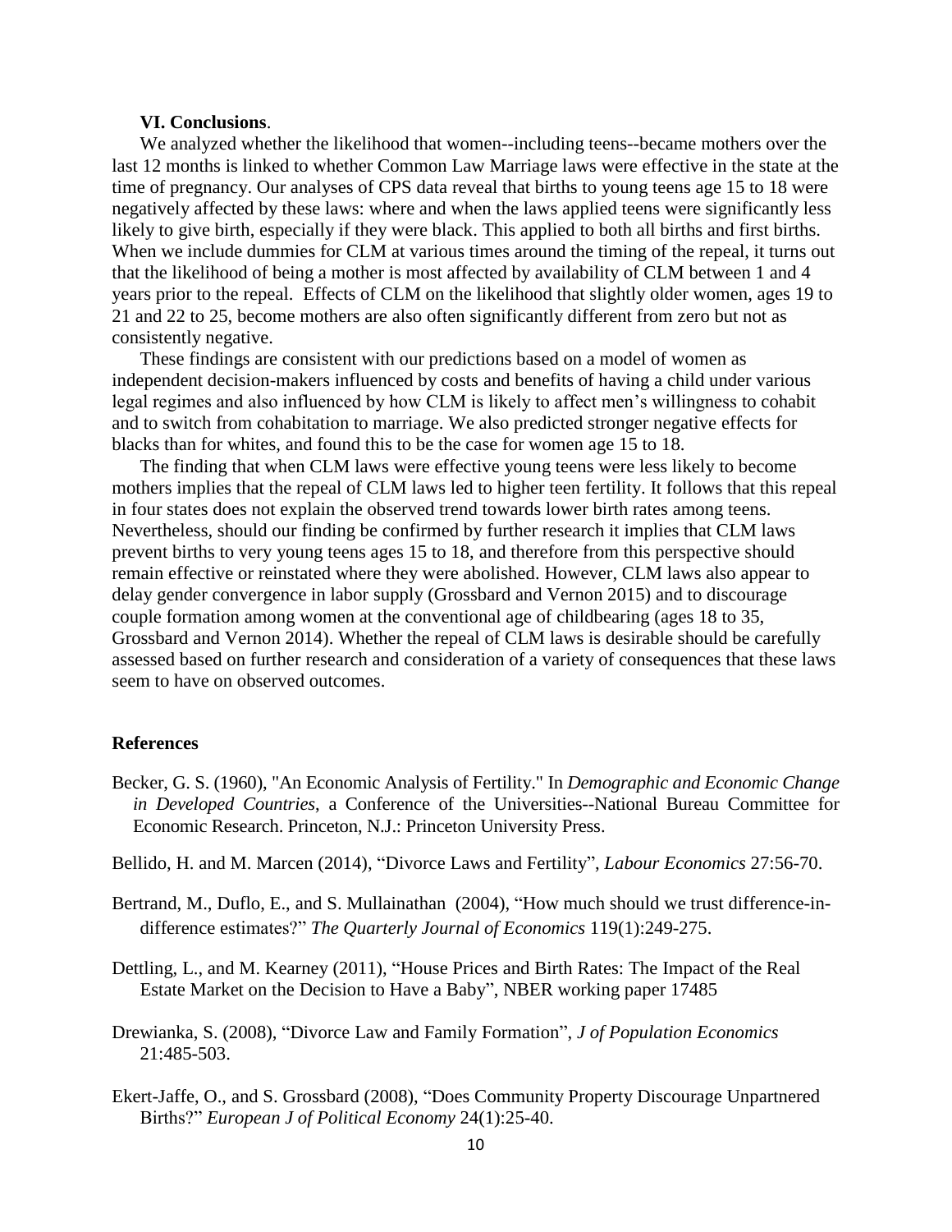## VI. Conclusions.

We analyzed whether the likelihood that women--including teens--became mothers over the last 12 months is linked to whether Common Law Marriage laws were effective in the state at the time of pregnancy. Our analyses of CPS data reveal that births to young teens age 15 to 18 were negatively affected by these laws: where and when the laws applied teens were significantly less likely to give birth, especially if they were black. This applied to both all births and first births. When we include dummies for CLM at various times around the timing of the repeal, it turns out that the likelihood of being a mother is most affected by availability of CLM between 1 and 4 years prior to the repeal. Effects of CLM on the likelihood that slightly older women, ages 19 to 21 and 22 to 25, become mothers are also often significantly different from zero but not as consistently negative.

These findings are consistent with our predictions based on a model of women as independent decision-makers influenced by costs and benefits of having a child under various legal regimes and also influenced by how CLM is likely to affect men's willingness to cohabit and to switch from cohabitation to marriage. We also predicted stronger negative effects for blacks than for whites, and found this to be the case for women age 15 to 18.

The finding that when CLM laws were effective young teens were less likely to become mothers implies that the repeal of CLM laws led to higher teen fertility. It follows that this repeal in four states does not explain the observed trend towards lower birth rates among teens. Nevertheless, should our finding be confirmed by further research it implies that CLM laws prevent births to very young teens ages 15 to 18, and therefore from this perspective should remain effective or reinstated where they were abolished. However, CLM laws also appear to delay gender convergence in labor supply (Grossbard and Vernon 2015) and to discourage couple formation among women at the conventional age of childbearing (ages 18 to 35, Grossbard and Vernon 2014). Whether the repeal of CLM laws is desirable should be carefully assessed based on further research and consideration of a variety of consequences that these laws seem to have on observed outcomes.

## References

Becker, G. S. (1960), "An Economic Analysis of Fertility." In *Demographic and Economic Change in Developed Countries*, a Conference of the Universities--National Bureau Committee for Economic Research. Princeton, N.J.: Princeton University Press.

Bellido, H. and M. Marcen (2014), "Divorce Laws and Fertility", *Labour Economics* 27:56-70.

Bertrand, M., Duflo, E., and S. Mullainathan (2004), "How much should we trust difference-in-difference estimates?" *The Quarterly Journal of Economics* 119(1):249-275.

Dettling, L., and M. Kearney (2011), "House Prices and Birth Rates: The Impact of the Real Estate Market on the Decision to Have a Baby", NBER working paper 17485

Drewianka, S. (2008), "Divorce Law and Family Formation", *J of Population Economics* 21:485-503.

Ekert-Jaffe, O., and S. Grossbard (2008), "Does Community Property Discourage Unpartnered Births?" *European J of Political Economy* 24(1):25-40.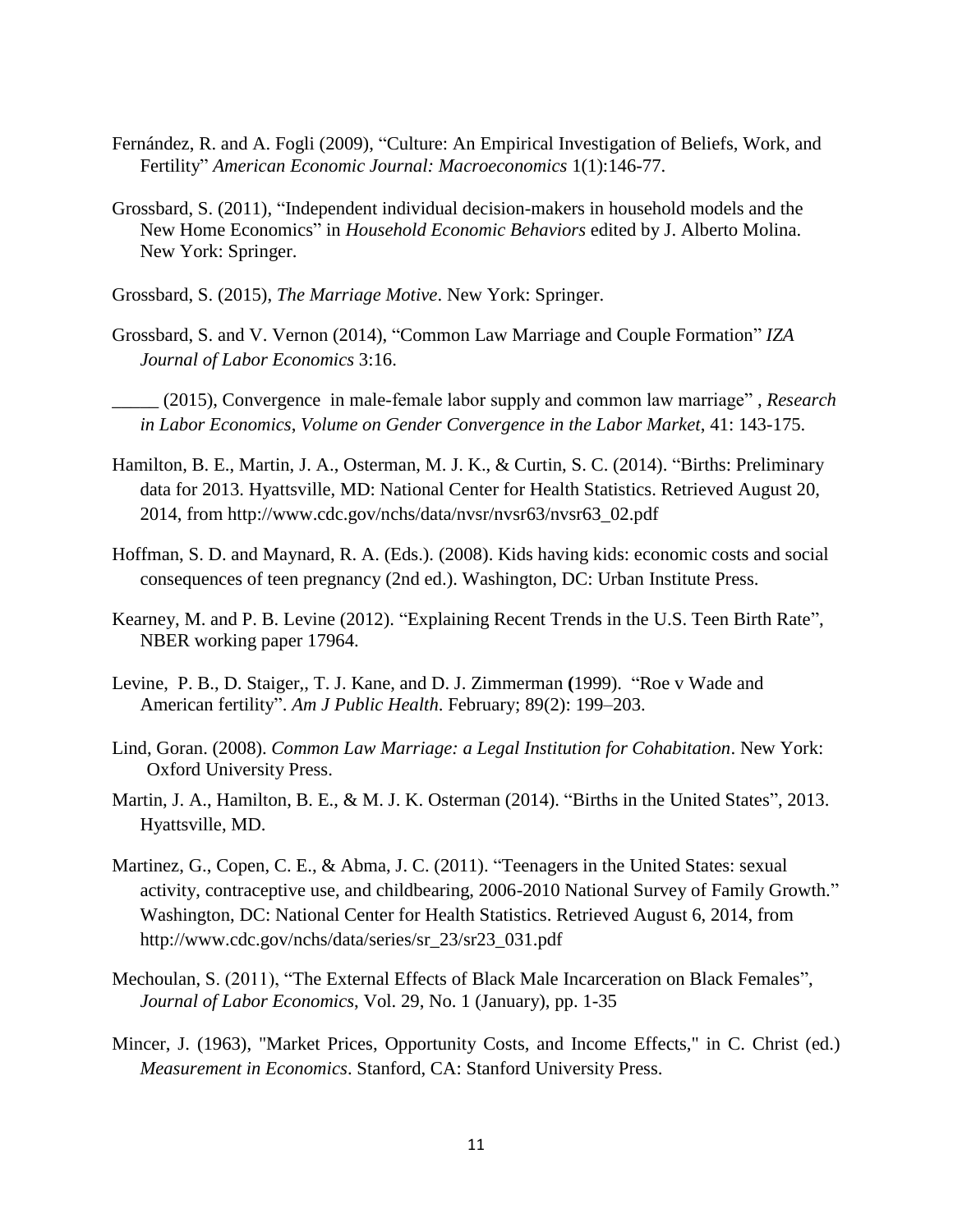Fernández, R. and A. Fogli (2009), "Culture: An Empirical Investigation of Beliefs, Work, and Fertility" *American Economic Journal: Macroeconomics* 1(1):146-77.

Grossbard, S. (2011), "Independent individual decision-makers in household models and the New Home Economics" in *Household Economic Behaviors* edited by J. Alberto Molina. New York: Springer.

Grossbard, S. (2015), *The Marriage Motive*. New York: Springer.

Grossbard, S. and V. Vernon (2014), "Common Law Marriage and Couple Formation" *IZA Journal of Labor Economics* 3:16.

_____ (2015), Convergence in male-female labor supply and common law marriage" , *Research in Labor Economics, Volume on Gender Convergence in the Labor Market*, 41: 143-175.

Hamilton, B. E., Martin, J. A., Osterman, M. J. K., & Curtin, S. C. (2014). "Births: Preliminary data for 2013. Hyattsville, MD: National Center for Health Statistics. Retrieved August 20, 2014, from http://www.cdc.gov/nchs/data/nvsr/nvsr63/nvsr63_02.pdf

Hoffman, S. D. and Maynard, R. A. (Eds.). (2008). Kids having kids: economic costs and social consequences of teen pregnancy (2nd ed.). Washington, DC: Urban Institute Press.

Kearney, M. and P. B. Levine (2012). "Explaining Recent Trends in the U.S. Teen Birth Rate", NBER working paper 17964.

Levine, P. B., D. Staiger,, T. J. Kane, and D. J. Zimmerman (1999). "Roe v Wade and American fertility". *Am J Public Health*. February; 89(2): 199–203.

Lind, Goran. (2008). *Common Law Marriage: a Legal Institution for Cohabitation*. New York: Oxford University Press.

Martin, J. A., Hamilton, B. E., & M. J. K. Osterman (2014). "Births in the United States", 2013. Hyattsville, MD.

Martinez, G., Copen, C. E., & Abma, J. C. (2011). "Teenagers in the United States: sexual activity, contraceptive use, and childbearing, 2006-2010 National Survey of Family Growth." Washington, DC: National Center for Health Statistics. Retrieved August 6, 2014, from http://www.cdc.gov/nchs/data/series/sr_23/sr23_031.pdf

Mechoulan, S. (2011), "The External Effects of Black Male Incarceration on Black Females", *Journal of Labor Economics*, Vol. 29, No. 1 (January), pp. 1-35

Mincer, J. (1963), "Market Prices, Opportunity Costs, and Income Effects," in C. Christ (ed.) *Measurement in Economics*. Stanford, CA: Stanford University Press.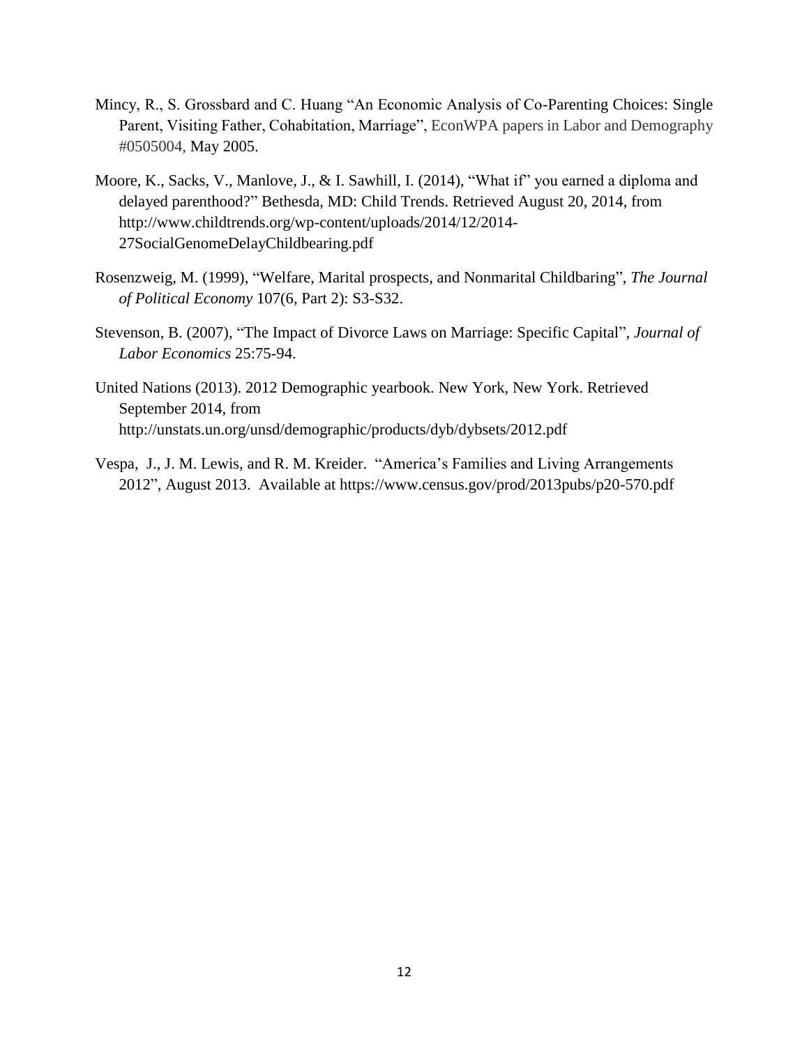Mincy, R., S. Grossbard and C. Huang "An Economic Analysis of Co-Parenting Choices: Single Parent, Visiting Father, Cohabitation, Marriage", EconWPA papers in Labor and Demography #0505004, May 2005.

Moore, K., Sacks, V., Manlove, J., & I. Sawhill, I. (2014), "What if" you earned a diploma and delayed parenthood?" Bethesda, MD: Child Trends. Retrieved August 20, 2014, from http://www.childtrends.org/wp-content/uploads/2014/12/2014-27SocialGenomeDelayChildbearing.pdf

Rosenzweig, M. (1999), "Welfare, Marital prospects, and Nonmarital Childbaring", *The Journal of Political Economy* 107(6, Part 2): S3-S32.

Stevenson, B. (2007), "The Impact of Divorce Laws on Marriage: Specific Capital", *Journal of Labor Economics* 25:75-94.

United Nations (2013). 2012 Demographic yearbook. New York, New York. Retrieved September 2014, from http://unstats.un.org/unsd/demographic/products/dyb/dybsets/2012.pdf

Vespa, J., J. M. Lewis, and R. M. Kreider. "America's Families and Living Arrangements 2012", August 2013. Available at https://www.census.gov/prod/2013pubs/p20-570.pdf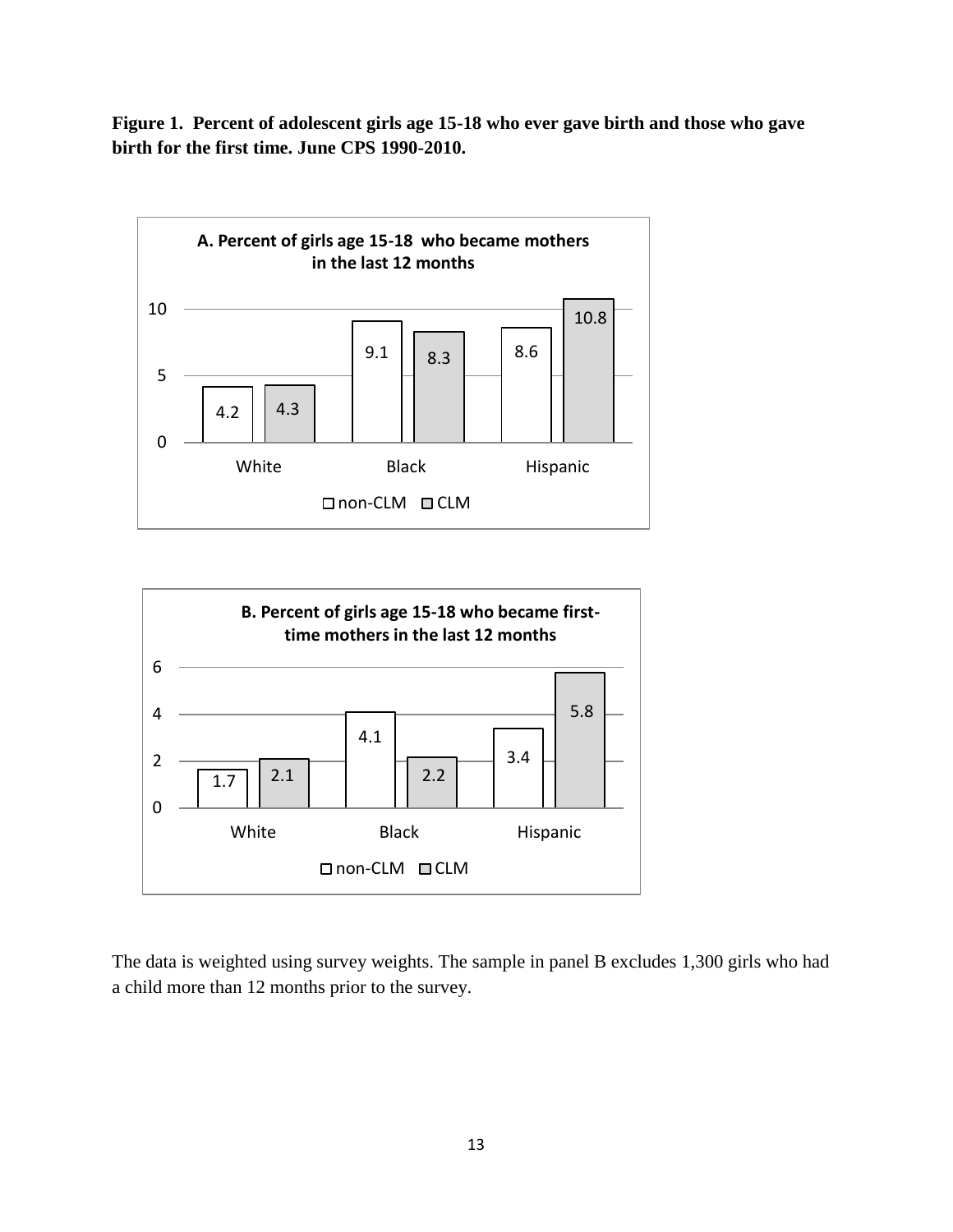**Figure 1. Percent of adolescent girls age 15-18 who ever gave birth and those who gave birth for the first time. June CPS 1990-2010.**

**A. Percent of girls age 15-18 who became mothers in the last 12 months**

| | non-CLM | CLM |
|---|---|---|
| White | 4.2 | 4.3 |
| Black | 9.1 | 8.3 |
| Hispanic | 8.6 | 10.8 |

**B. Percent of girls age 15-18 who became first-time mothers in the last 12 months**

| | non-CLM | CLM |
|---|---|---|
| White | 1.7 | 2.1 |
| Black | 4.1 | 2.2 |
| Hispanic | 3.4 | 5.8 |

The data is weighted using survey weights. The sample in panel B excludes 1,300 girls who had a child more than 12 months prior to the survey.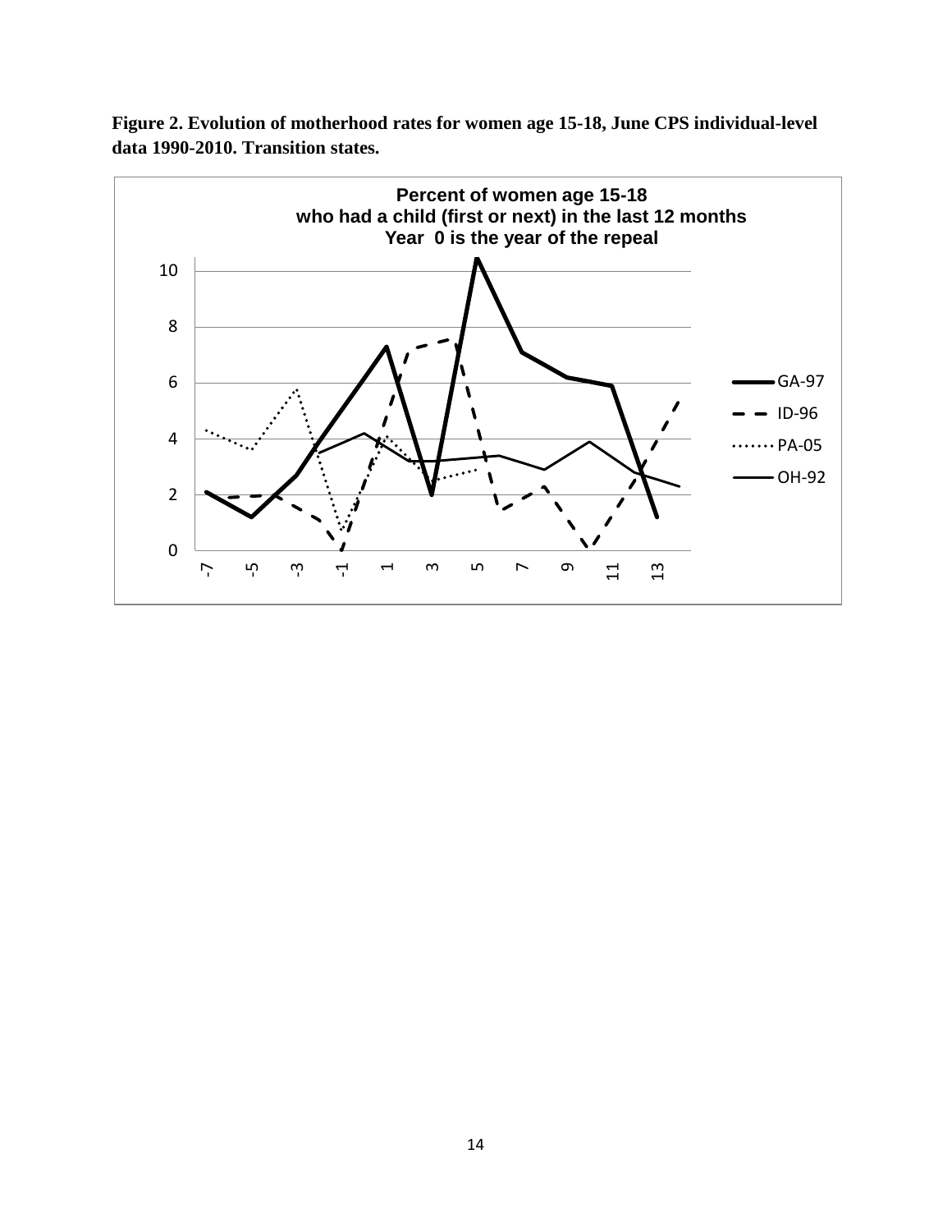**Figure 2. Evolution of motherhood rates for women age 15-18, June CPS individual-level data 1990-2010. Transition states.**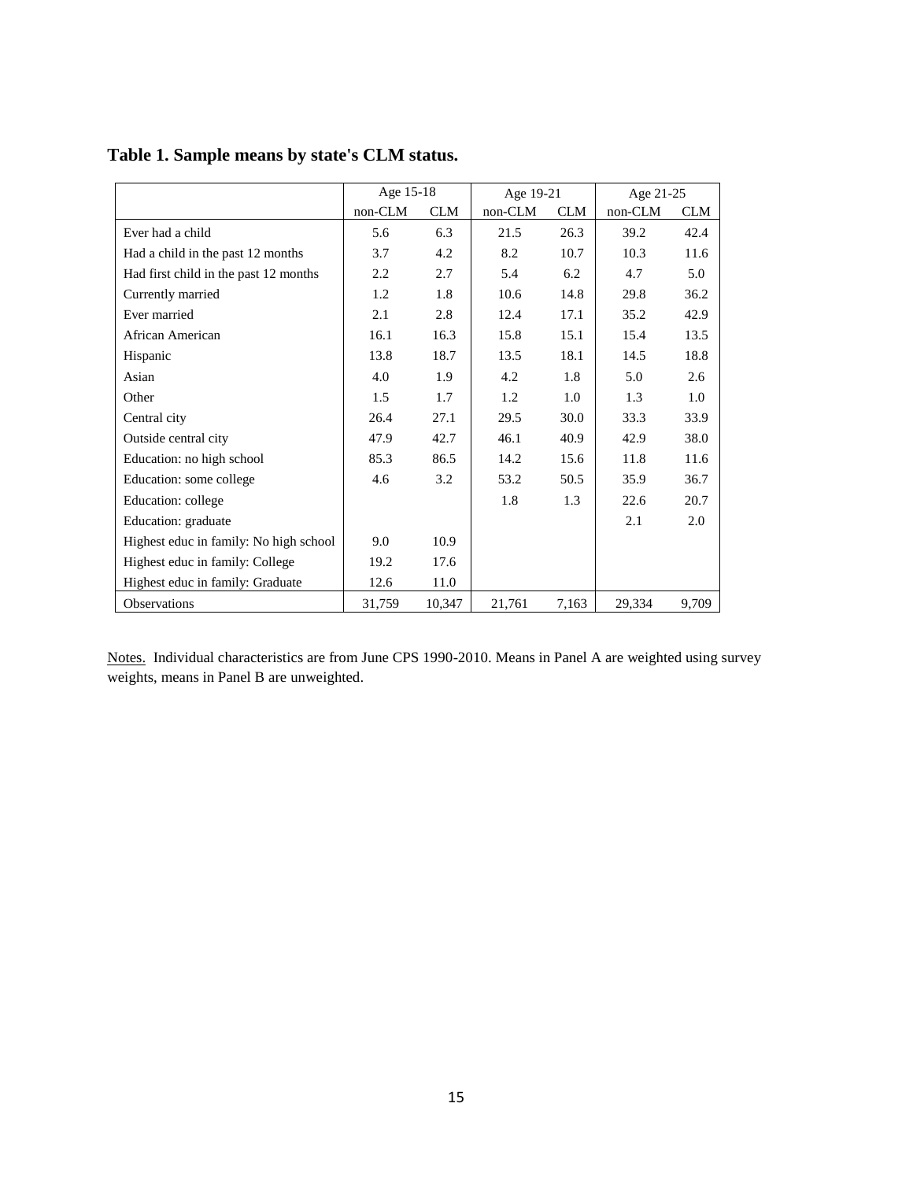**Table 1. Sample means by state's CLM status.**

| | Age 15-18 | | Age 19-21 | | Age 21-25 | |
|---|---|---|---|---|---|---|
| | non-CLM | CLM | non-CLM | CLM | non-CLM | CLM |
| Ever had a child | 5.6 | 6.3 | 21.5 | 26.3 | 39.2 | 42.4 |
| Had a child in the past 12 months | 3.7 | 4.2 | 8.2 | 10.7 | 10.3 | 11.6 |
| Had first child in the past 12 months | 2.2 | 2.7 | 5.4 | 6.2 | 4.7 | 5.0 |
| Currently married | 1.2 | 1.8 | 10.6 | 14.8 | 29.8 | 36.2 |
| Ever married | 2.1 | 2.8 | 12.4 | 17.1 | 35.2 | 42.9 |
| African American | 16.1 | 16.3 | 15.8 | 15.1 | 15.4 | 13.5 |
| Hispanic | 13.8 | 18.7 | 13.5 | 18.1 | 14.5 | 18.8 |
| Asian | 4.0 | 1.9 | 4.2 | 1.8 | 5.0 | 2.6 |
| Other | 1.5 | 1.7 | 1.2 | 1.0 | 1.3 | 1.0 |
| Central city | 26.4 | 27.1 | 29.5 | 30.0 | 33.3 | 33.9 |
| Outside central city | 47.9 | 42.7 | 46.1 | 40.9 | 42.9 | 38.0 |
| Education: no high school | 85.3 | 86.5 | 14.2 | 15.6 | 11.8 | 11.6 |
| Education: some college | 4.6 | 3.2 | 53.2 | 50.5 | 35.9 | 36.7 |
| Education: college | | | 1.8 | 1.3 | 22.6 | 20.7 |
| Education: graduate | | | | | 2.1 | 2.0 |
| Highest educ in family: No high school | 9.0 | 10.9 | | | | |
| Highest educ in family: College | 19.2 | 17.6 | | | | |
| Highest educ in family: Graduate | 12.6 | 11.0 | | | | |
| Observations | 31,759 | 10,347 | 21,761 | 7,163 | 29,334 | 9,709 |

Notes. Individual characteristics are from June CPS 1990-2010. Means in Panel A are weighted using survey weights, means in Panel B are unweighted.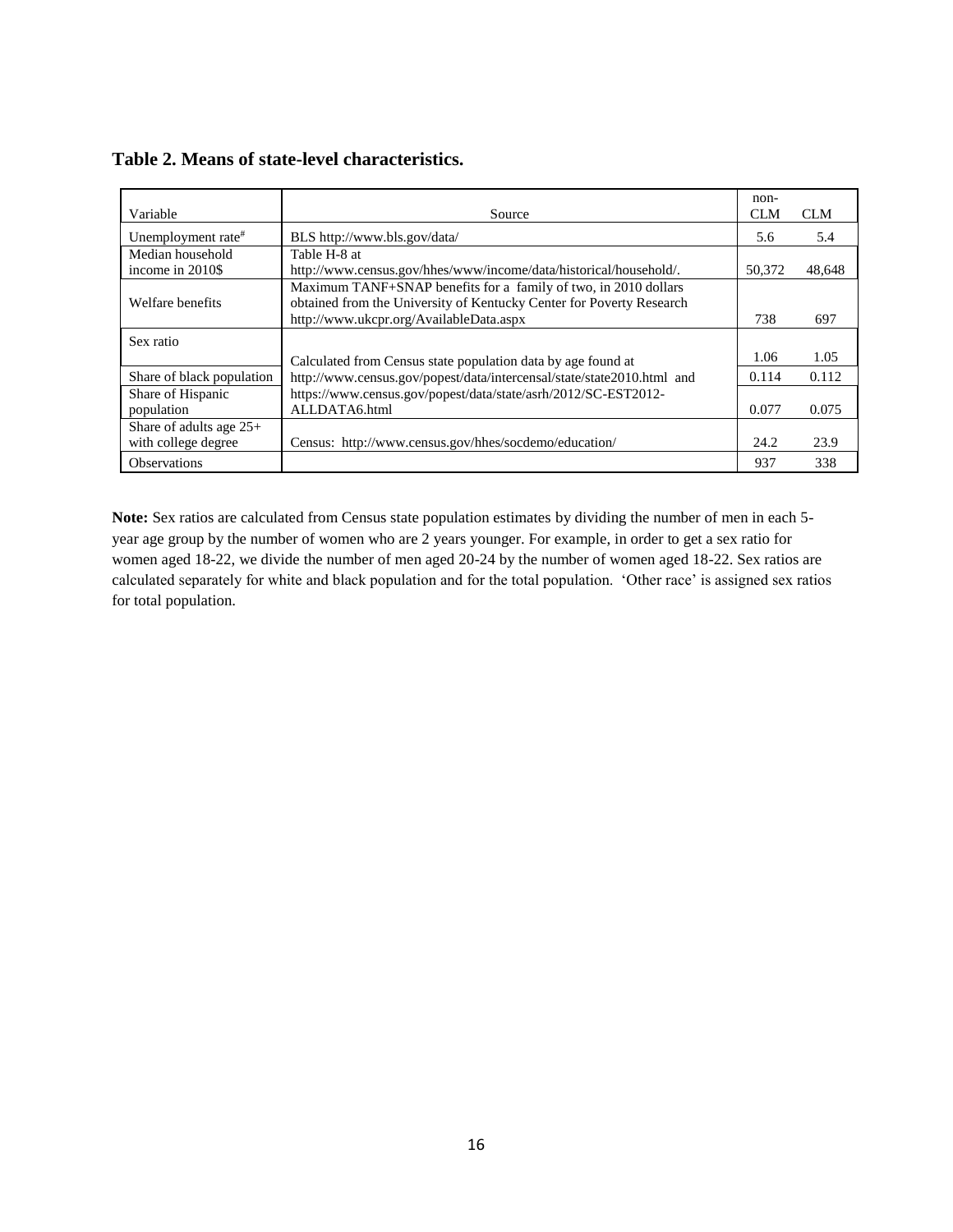**Table 2. Means of state-level characteristics.**

| Variable | Source | non-CLM | CLM |
|---|---|---|---|
| Unemployment rate[#] | BLS http://www.bls.gov/data/ | 5.6 | 5.4 |
| Median household income in 2010$ | Table H-8 at http://www.census.gov/hhes/www/income/data/historical/household/. | 50,372 | 48,648 |
| Welfare benefits | Maximum TANF+SNAP benefits for a family of two, in 2010 dollars obtained from the University of Kentucky Center for Poverty Research http://www.ukcpr.org/AvailableData.aspx | 738 | 697 |
| Sex ratio | Calculated from Census state population data by age found at http://www.census.gov/popest/data/intercensal/state/state2010.html and https://www.census.gov/popest/data/state/asrh/2012/SC-EST2012-ALLDATA6.html | 1.06 | 1.05 |
| Share of black population | | 0.114 | 0.112 |
| Share of Hispanic population | | 0.077 | 0.075 |
| Share of adults age 25+ with college degree | Census: http://www.census.gov/hhes/socdemo/education/ | 24.2 | 23.9 |
| Observations | | 937 | 338 |

**Note:** Sex ratios are calculated from Census state population estimates by dividing the number of men in each 5-year age group by the number of women who are 2 years younger. For example, in order to get a sex ratio for women aged 18-22, we divide the number of men aged 20-24 by the number of women aged 18-22. Sex ratios are calculated separately for white and black population and for the total population. 'Other race' is assigned sex ratios for total population.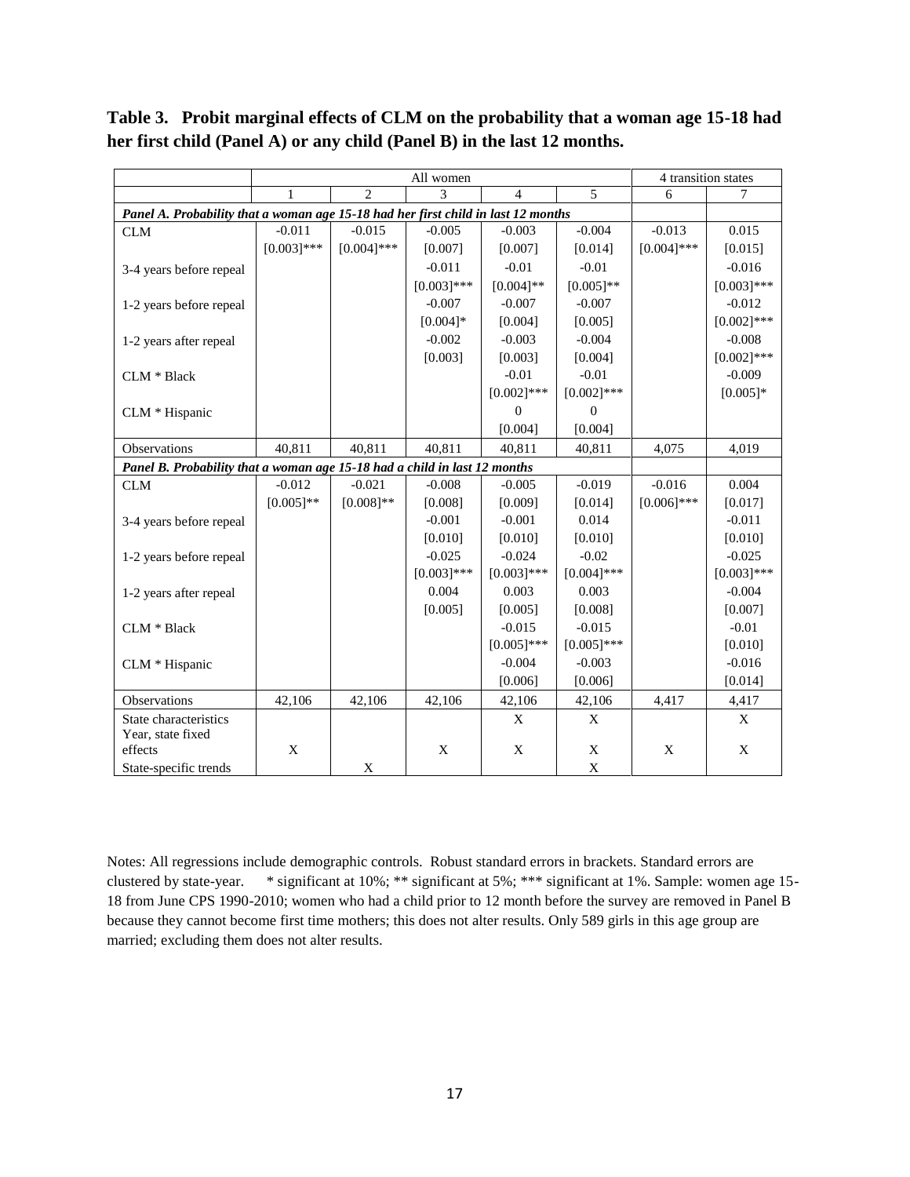**Table 3. Probit marginal effects of CLM on the probability that a woman age 15-18 had her first child (Panel A) or any child (Panel B) in the last 12 months.**

| | All women | | | | | 4 transition states | |
|---|---|---|---|---|---|---|---|
| | 1 | 2 | 3 | 4 | 5 | 6 | 7 |
| ***Panel A. Probability that a woman age 15-18 had her first child in last 12 months*** | | | | | | | |
| CLM | -0.011 | -0.015 | -0.005 | -0.003 | -0.004 | -0.013 | 0.015 |
| | [0.003]*** | [0.004]*** | [0.007] | [0.007] | [0.014] | [0.004]*** | [0.015] |
| 3-4 years before repeal | | | -0.011 | -0.01 | -0.01 | | -0.016 |
| | | | [0.003]*** | [0.004]** | [0.005]** | | [0.003]*** |
| 1-2 years before repeal | | | -0.007 | -0.007 | -0.007 | | -0.012 |
| | | | [0.004]* | [0.004] | [0.005] | | [0.002]*** |
| 1-2 years after repeal | | | -0.002 | -0.003 | -0.004 | | -0.008 |
| | | | [0.003] | [0.003] | [0.004] | | [0.002]*** |
| CLM * Black | | | | -0.01 | -0.01 | | -0.009 |
| | | | | [0.002]*** | [0.002]*** | | [0.005]* |
| CLM * Hispanic | | | | 0 | 0 | | |
| | | | | [0.004] | [0.004] | | |
| Observations | 40,811 | 40,811 | 40,811 | 40,811 | 40,811 | 4,075 | 4,019 |
| ***Panel B. Probability that a woman age 15-18 had a child in last 12 months*** | | | | | | | |
| CLM | -0.012 | -0.021 | -0.008 | -0.005 | -0.019 | -0.016 | 0.004 |
| | [0.005]** | [0.008]** | [0.008] | [0.009] | [0.014] | [0.006]*** | [0.017] |
| 3-4 years before repeal | | | -0.001 | -0.001 | 0.014 | | -0.011 |
| | | | [0.010] | [0.010] | [0.010] | | [0.010] |
| 1-2 years before repeal | | | -0.025 | -0.024 | -0.02 | | -0.025 |
| | | | [0.003]*** | [0.003]*** | [0.004]*** | | [0.003]*** |
| 1-2 years after repeal | | | 0.004 | 0.003 | 0.003 | | -0.004 |
| | | | [0.005] | [0.005] | [0.008] | | [0.007] |
| CLM * Black | | | | -0.015 | -0.015 | | -0.01 |
| | | | | [0.005]*** | [0.005]*** | | [0.010] |
| CLM * Hispanic | | | | -0.004 | -0.003 | | -0.016 |
| | | | | [0.006] | [0.006] | | [0.014] |
| Observations | 42,106 | 42,106 | 42,106 | 42,106 | 42,106 | 4,417 | 4,417 |
| State characteristics | | | | X | X | | X |
| Year, state fixed effects | X | | X | X | X | X | X |
| State-specific trends | | X | | | X | | |

Notes: All regressions include demographic controls. Robust standard errors in brackets. Standard errors are clustered by state-year. * significant at 10%; ** significant at 5%; *** significant at 1%. Sample: women age 15-18 from June CPS 1990-2010; women who had a child prior to 12 month before the survey are removed in Panel B because they cannot become first time mothers; this does not alter results. Only 589 girls in this age group are married; excluding them does not alter results.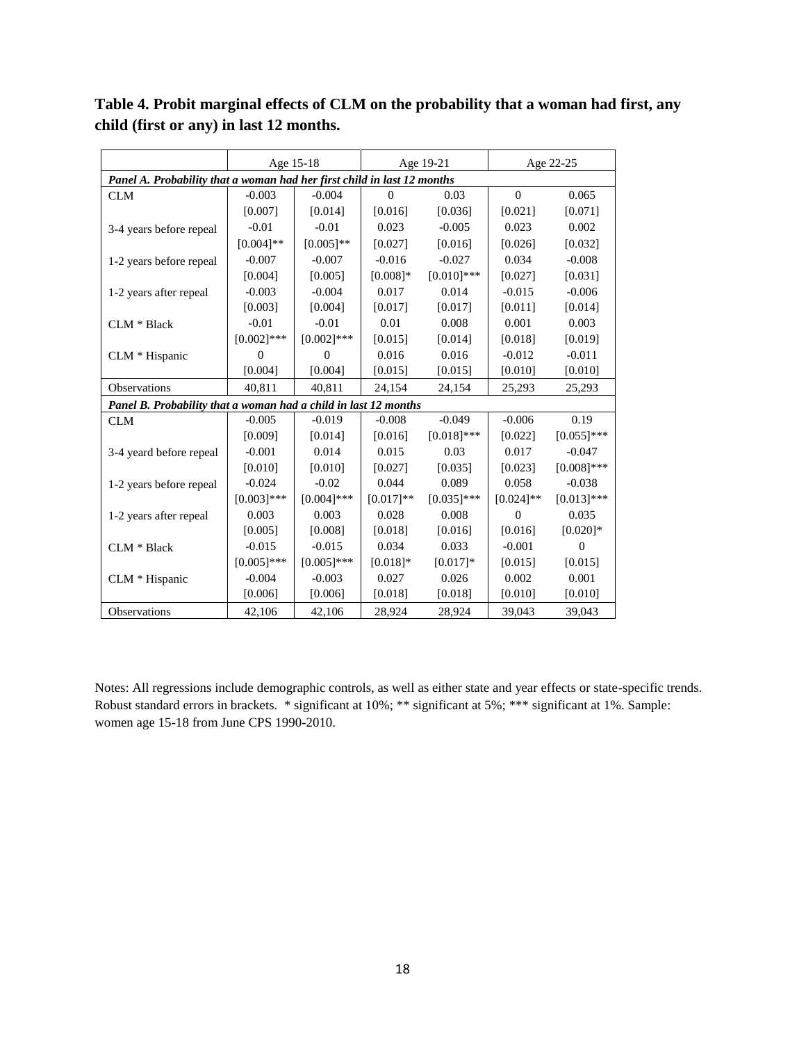**Table 4. Probit marginal effects of CLM on the probability that a woman had first, any child (first or any) in last 12 months.**

| | Age 15-18 | | Age 19-21 | | Age 22-25 | |
|---|---|---|---|---|---|---|
| ***Panel A. Probability that a woman had her first child in last 12 months*** | | | | | | |
| CLM | -0.003 | -0.004 | 0 | 0.03 | 0 | 0.065 |
| | [0.007] | [0.014] | [0.016] | [0.036] | [0.021] | [0.071] |
| 3-4 years before repeal | -0.01 | -0.01 | 0.023 | -0.005 | 0.023 | 0.002 |
| | [0.004]** | [0.005]** | [0.027] | [0.016] | [0.026] | [0.032] |
| 1-2 years before repeal | -0.007 | -0.007 | -0.016 | -0.027 | 0.034 | -0.008 |
| | [0.004] | [0.005] | [0.008]* | [0.010]*** | [0.027] | [0.031] |
| 1-2 years after repeal | -0.003 | -0.004 | 0.017 | 0.014 | -0.015 | -0.006 |
| | [0.003] | [0.004] | [0.017] | [0.017] | [0.011] | [0.014] |
| CLM * Black | -0.01 | -0.01 | 0.01 | 0.008 | 0.001 | 0.003 |
| | [0.002]*** | [0.002]*** | [0.015] | [0.014] | [0.018] | [0.019] |
| CLM * Hispanic | 0 | 0 | 0.016 | 0.016 | -0.012 | -0.011 |
| | [0.004] | [0.004] | [0.015] | [0.015] | [0.010] | [0.010] |
| Observations | 40,811 | 40,811 | 24,154 | 24,154 | 25,293 | 25,293 |
| ***Panel B. Probability that a woman had a child in last 12 months*** | | | | | | |
| CLM | -0.005 | -0.019 | -0.008 | -0.049 | -0.006 | 0.19 |
| | [0.009] | [0.014] | [0.016] | [0.018]*** | [0.022] | [0.055]*** |
| 3-4 yeard before repeal | -0.001 | 0.014 | 0.015 | 0.03 | 0.017 | -0.047 |
| | [0.010] | [0.010] | [0.027] | [0.035] | [0.023] | [0.008]*** |
| 1-2 years before repeal | -0.024 | -0.02 | 0.044 | 0.089 | 0.058 | -0.038 |
| | [0.003]*** | [0.004]*** | [0.017]** | [0.035]*** | [0.024]** | [0.013]*** |
| 1-2 years after repeal | 0.003 | 0.003 | 0.028 | 0.008 | 0 | 0.035 |
| | [0.005] | [0.008] | [0.018] | [0.016] | [0.016] | [0.020]* |
| CLM * Black | -0.015 | -0.015 | 0.034 | 0.033 | -0.001 | 0 |
| | [0.005]*** | [0.005]*** | [0.018]* | [0.017]* | [0.015] | [0.015] |
| CLM * Hispanic | -0.004 | -0.003 | 0.027 | 0.026 | 0.002 | 0.001 |
| | [0.006] | [0.006] | [0.018] | [0.018] | [0.010] | [0.010] |
| Observations | 42,106 | 42,106 | 28,924 | 28,924 | 39,043 | 39,043 |

Notes: All regressions include demographic controls, as well as either state and year effects or state-specific trends. Robust standard errors in brackets. * significant at 10%; ** significant at 5%; *** significant at 1%. Sample: women age 15-18 from June CPS 1990-2010.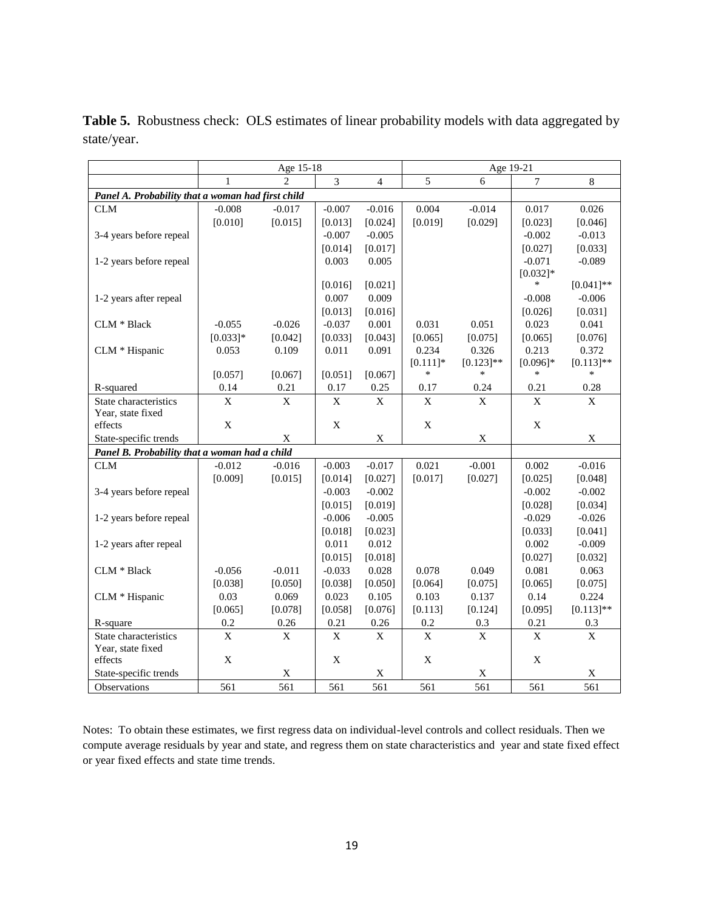**Table 5.** Robustness check: OLS estimates of linear probability models with data aggregated by state/year.

| | Age 15-18 | | | | Age 19-21 | | | |
|---|---|---|---|---|---|---|---|---|
| | 1 | 2 | 3 | 4 | 5 | 6 | 7 | 8 |
| ***Panel A. Probability that a woman had first child*** | | | | | | | | |
| CLM | -0.008 | -0.017 | -0.007 | -0.016 | 0.004 | -0.014 | 0.017 | 0.026 |
| | [0.010] | [0.015] | [0.013] | [0.024] | [0.019] | [0.029] | [0.023] | [0.046] |
| 3-4 years before repeal | | | -0.007 | -0.005 | | | -0.002 | -0.013 |
| | | | [0.014] | [0.017] | | | [0.027] | [0.033] |
| 1-2 years before repeal | | | 0.003 | 0.005 | | | -0.071 | -0.089 |
| | | | [0.016] | [0.021] | | | [0.032]** | [0.041]** |
| 1-2 years after repeal | | | 0.007 | 0.009 | | | -0.008 | -0.006 |
| | | | [0.013] | [0.016] | | | [0.026] | [0.031] |
| CLM * Black | -0.055 | -0.026 | -0.037 | 0.001 | 0.031 | 0.051 | 0.023 | 0.041 |
| | [0.033]* | [0.042] | [0.033] | [0.043] | [0.065] | [0.075] | [0.065] | [0.076] |
| CLM * Hispanic | 0.053 | 0.109 | 0.011 | 0.091 | 0.234 | 0.326 | 0.213 | 0.372 |
| | [0.057] | [0.067] | [0.051] | [0.067] | [0.111]** | [0.123]*** | [0.096]** | [0.113]*** |
| R-squared | 0.14 | 0.21 | 0.17 | 0.25 | 0.17 | 0.24 | 0.21 | 0.28 |
| State characteristics | X | X | X | X | X | X | X | X |
| Year, state fixed effects | X | | X | | X | | X | |
| State-specific trends | | X | | X | | X | | X |
| ***Panel B. Probability that a woman had a child*** | | | | | | | | |
| CLM | -0.012 | -0.016 | -0.003 | -0.017 | 0.021 | -0.001 | 0.002 | -0.016 |
| | [0.009] | [0.015] | [0.014] | [0.027] | [0.017] | [0.027] | [0.025] | [0.048] |
| 3-4 years before repeal | | | -0.003 | -0.002 | | | -0.002 | -0.002 |
| | | | [0.015] | [0.019] | | | [0.028] | [0.034] |
| 1-2 years before repeal | | | -0.006 | -0.005 | | | -0.029 | -0.026 |
| | | | [0.018] | [0.023] | | | [0.033] | [0.041] |
| 1-2 years after repeal | | | 0.011 | 0.012 | | | 0.002 | -0.009 |
| | | | [0.015] | [0.018] | | | [0.027] | [0.032] |
| CLM * Black | -0.056 | -0.011 | -0.033 | 0.028 | 0.078 | 0.049 | 0.081 | 0.063 |
| | [0.038] | [0.050] | [0.038] | [0.050] | [0.064] | [0.075] | [0.065] | [0.075] |
| CLM * Hispanic | 0.03 | 0.069 | 0.023 | 0.105 | 0.103 | 0.137 | 0.14 | 0.224 |
| | [0.065] | [0.078] | [0.058] | [0.076] | [0.113] | [0.124] | [0.095] | [0.113]** |
| R-square | 0.2 | 0.26 | 0.21 | 0.26 | 0.2 | 0.3 | 0.21 | 0.3 |
| State characteristics | X | X | X | X | X | X | X | X |
| Year, state fixed effects | X | | X | | X | | X | |
| State-specific trends | | X | | X | | X | | X |
| Observations | 561 | 561 | 561 | 561 | 561 | 561 | 561 | 561 |

Notes: To obtain these estimates, we first regress data on individual-level controls and collect residuals. Then we compute average residuals by year and state, and regress them on state characteristics and year and state fixed effect or year fixed effects and state time trends.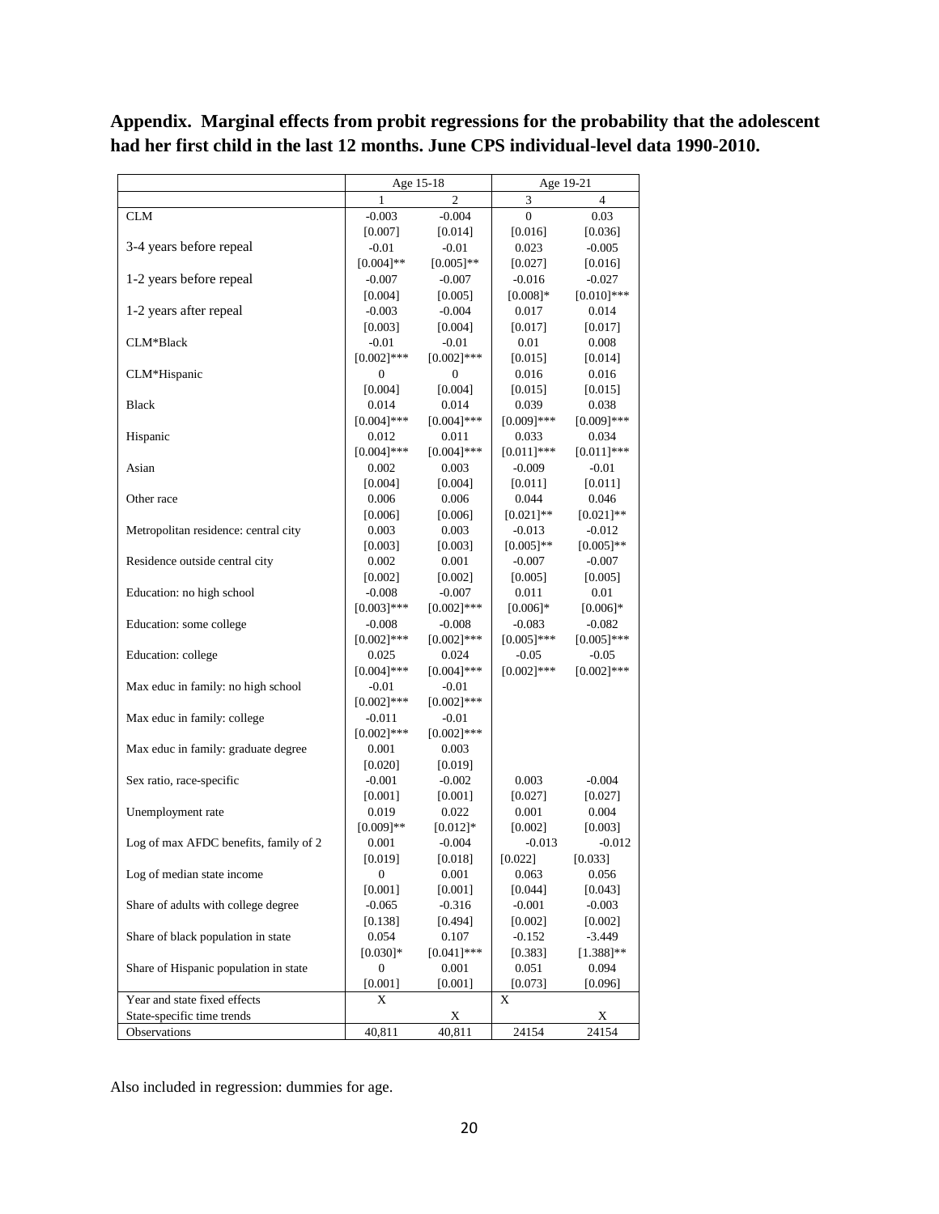**Appendix. Marginal effects from probit regressions for the probability that the adolescent had her first child in the last 12 months. June CPS individual-level data 1990-2010.**

| | Age 15-18 | | Age 19-21 | |
|---|---|---|---|---|
| | 1 | 2 | 3 | 4 |
| CLM | -0.003 | -0.004 | 0 | 0.03 |
| | [0.007] | [0.014] | [0.016] | [0.036] |
| 3-4 years before repeal | -0.01 | -0.01 | 0.023 | -0.005 |
| | [0.004]** | [0.005]** | [0.027] | [0.016] |
| 1-2 years before repeal | -0.007 | -0.007 | -0.016 | -0.027 |
| | [0.004] | [0.005] | [0.008]* | [0.010]*** |
| 1-2 years after repeal | -0.003 | -0.004 | 0.017 | 0.014 |
| | [0.003] | [0.004] | [0.017] | [0.017] |
| CLM*Black | -0.01 | -0.01 | 0.01 | 0.008 |
| | [0.002]*** | [0.002]*** | [0.015] | [0.014] |
| CLM*Hispanic | 0 | 0 | 0.016 | 0.016 |
| | [0.004] | [0.004] | [0.015] | [0.015] |
| Black | 0.014 | 0.014 | 0.039 | 0.038 |
| | [0.004]*** | [0.004]*** | [0.009]*** | [0.009]*** |
| Hispanic | 0.012 | 0.011 | 0.033 | 0.034 |
| | [0.004]*** | [0.004]*** | [0.011]*** | [0.011]*** |
| Asian | 0.002 | 0.003 | -0.009 | -0.01 |
| | [0.004] | [0.004] | [0.011] | [0.011] |
| Other race | 0.006 | 0.006 | 0.044 | 0.046 |
| | [0.006] | [0.006] | [0.021]** | [0.021]** |
| Metropolitan residence: central city | 0.003 | 0.003 | -0.013 | -0.012 |
| | [0.003] | [0.003] | [0.005]** | [0.005]** |
| Residence outside central city | 0.002 | 0.001 | -0.007 | -0.007 |
| | [0.002] | [0.002] | [0.005] | [0.005] |
| Education: no high school | -0.008 | -0.007 | 0.011 | 0.01 |
| | [0.003]*** | [0.002]*** | [0.006]* | [0.006]* |
| Education: some college | -0.008 | -0.008 | -0.083 | -0.082 |
| | [0.002]*** | [0.002]*** | [0.005]*** | [0.005]*** |
| Education: college | 0.025 | 0.024 | -0.05 | -0.05 |
| | [0.004]*** | [0.004]*** | [0.002]*** | [0.002]*** |
| Max educ in family: no high school | -0.01 | -0.01 | | |
| | [0.002]*** | [0.002]*** | | |
| Max educ in family: college | -0.011 | -0.01 | | |
| | [0.002]*** | [0.002]*** | | |
| Max educ in family: graduate degree | 0.001 | 0.003 | | |
| | [0.020] | [0.019] | | |
| Sex ratio, race-specific | -0.001 | -0.002 | 0.003 | -0.004 |
| | [0.001] | [0.001] | [0.027] | [0.027] |
| Unemployment rate | 0.019 | 0.022 | 0.001 | 0.004 |
| | [0.009]** | [0.012]* | [0.002] | [0.003] |
| Log of max AFDC benefits, family of 2 | 0.001 | -0.004 | -0.013 | -0.012 |
| | [0.019] | [0.018] | [0.022] | [0.033] |
| Log of median state income | 0 | 0.001 | 0.063 | 0.056 |
| | [0.001] | [0.001] | [0.044] | [0.043] |
| Share of adults with college degree | -0.065 | -0.316 | -0.001 | -0.003 |
| | [0.138] | [0.494] | [0.002] | [0.002] |
| Share of black population in state | 0.054 | 0.107 | -0.152 | -3.449 |
| | [0.030]* | [0.041]*** | [0.383] | [1.388]** |
| Share of Hispanic population in state | 0 | 0.001 | 0.051 | 0.094 |
| | [0.001] | [0.001] | [0.073] | [0.096] |
| Year and state fixed effects | X | | X | |
| State-specific time trends | | X | | X |
| Observations | 40,811 | 40,811 | 24154 | 24154 |

Also included in regression: dummies for age.